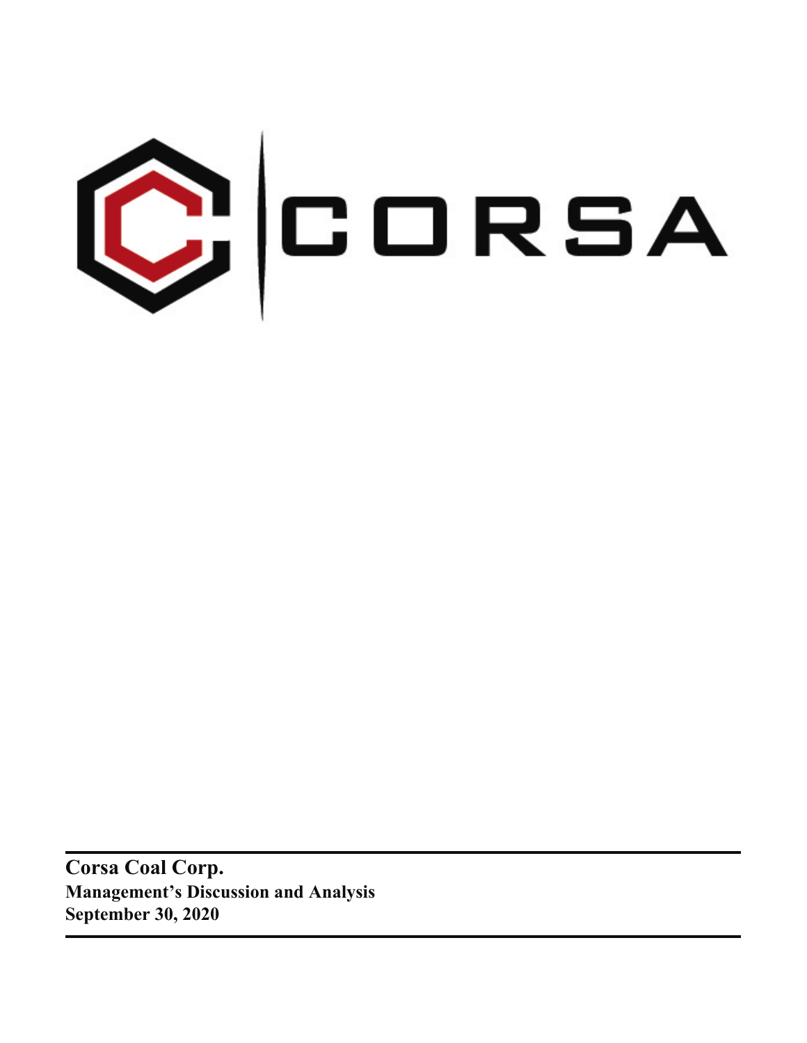**CORSA**

**Corsa Coal Corp.**
**Management's Discussion and Analysis**
**September 30, 2020**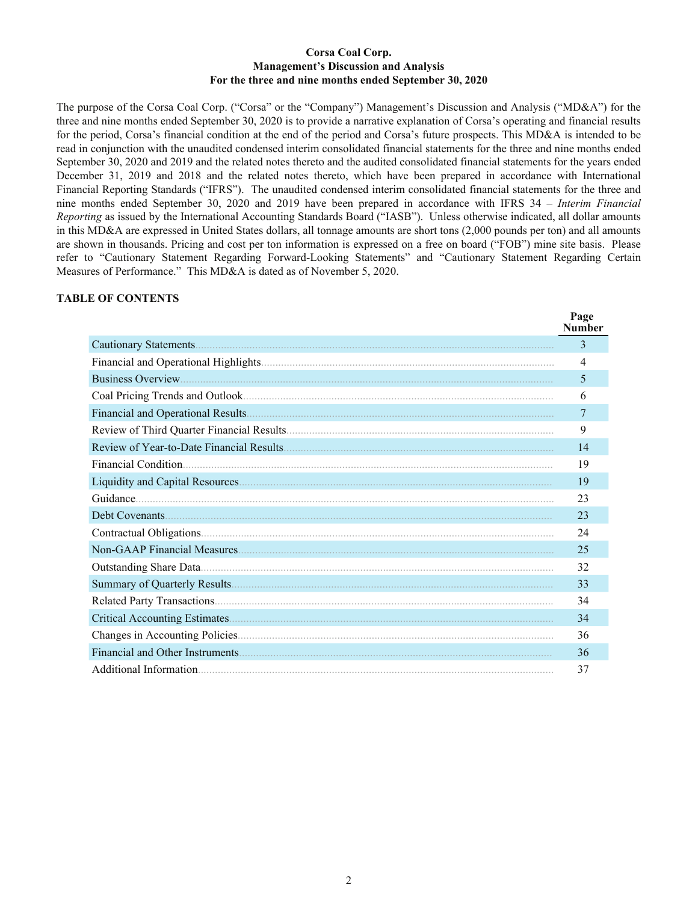**Corsa Coal Corp.**
**Management's Discussion and Analysis**
**For the three and nine months ended September 30, 2020**

The purpose of the Corsa Coal Corp. ("Corsa" or the "Company") Management's Discussion and Analysis ("MD&A") for the three and nine months ended September 30, 2020 is to provide a narrative explanation of Corsa's operating and financial results for the period, Corsa's financial condition at the end of the period and Corsa's future prospects. This MD&A is intended to be read in conjunction with the unaudited condensed interim consolidated financial statements for the three and nine months ended September 30, 2020 and 2019 and the related notes thereto and the audited consolidated financial statements for the years ended December 31, 2019 and 2018 and the related notes thereto, which have been prepared in accordance with International Financial Reporting Standards ("IFRS"). The unaudited condensed interim consolidated financial statements for the three and nine months ended September 30, 2020 and 2019 have been prepared in accordance with IFRS 34 – *Interim Financial Reporting* as issued by the International Accounting Standards Board ("IASB"). Unless otherwise indicated, all dollar amounts in this MD&A are expressed in United States dollars, all tonnage amounts are short tons (2,000 pounds per ton) and all amounts are shown in thousands. Pricing and cost per ton information is expressed on a free on board ("FOB") mine site basis. Please refer to "Cautionary Statement Regarding Forward-Looking Statements" and "Cautionary Statement Regarding Certain Measures of Performance." This MD&A is dated as of November 5, 2020.

**TABLE OF CONTENTS**

| | Page Number |
|---|---|
| Cautionary Statements | 3 |
| Financial and Operational Highlights | 4 |
| Business Overview | 5 |
| Coal Pricing Trends and Outlook | 6 |
| Financial and Operational Results | 7 |
| Review of Third Quarter Financial Results | 9 |
| Review of Year-to-Date Financial Results | 14 |
| Financial Condition | 19 |
| Liquidity and Capital Resources | 19 |
| Guidance | 23 |
| Debt Covenants | 23 |
| Contractual Obligations | 24 |
| Non-GAAP Financial Measures | 25 |
| Outstanding Share Data | 32 |
| Summary of Quarterly Results | 33 |
| Related Party Transactions | 34 |
| Critical Accounting Estimates | 34 |
| Changes in Accounting Policies | 36 |
| Financial and Other Instruments | 36 |
| Additional Information | 37 |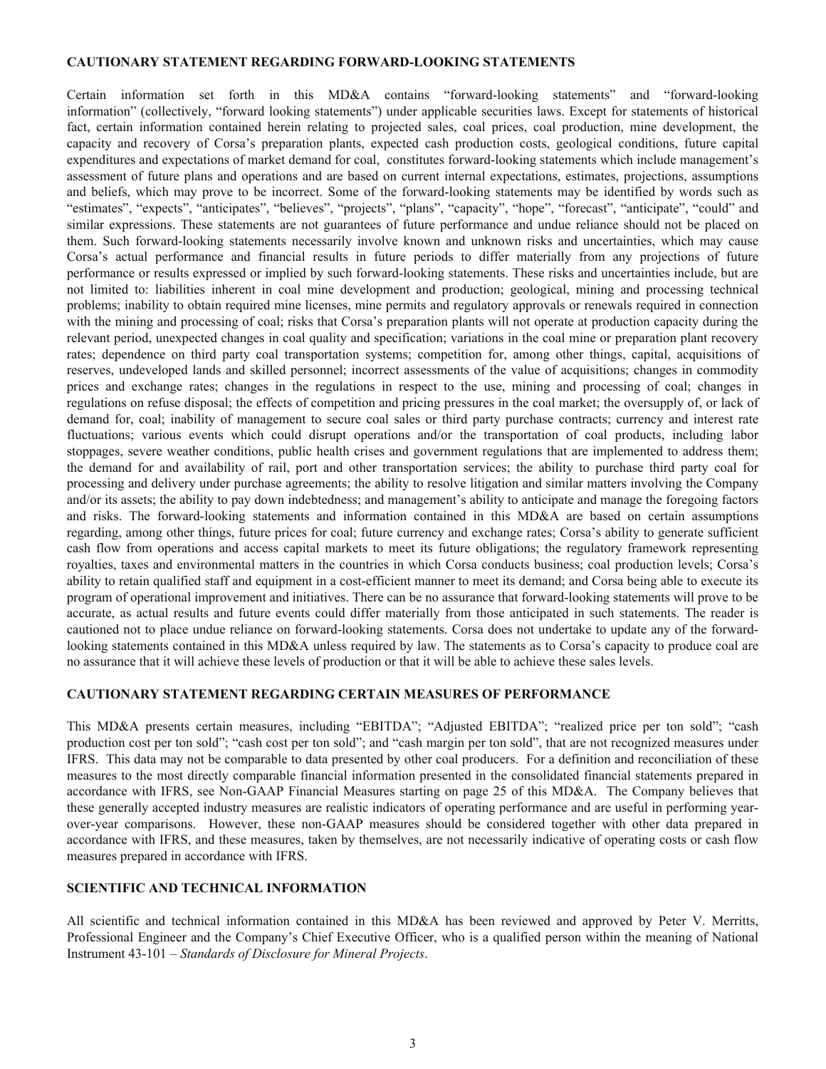## CAUTIONARY STATEMENT REGARDING FORWARD-LOOKING STATEMENTS

Certain information set forth in this MD&A contains "forward-looking statements" and "forward-looking information" (collectively, "forward looking statements") under applicable securities laws. Except for statements of historical fact, certain information contained herein relating to projected sales, coal prices, coal production, mine development, the capacity and recovery of Corsa's preparation plants, expected cash production costs, geological conditions, future capital expenditures and expectations of market demand for coal, constitutes forward-looking statements which include management's assessment of future plans and operations and are based on current internal expectations, estimates, projections, assumptions and beliefs, which may prove to be incorrect. Some of the forward-looking statements may be identified by words such as "estimates", "expects", "anticipates", "believes", "projects", "plans", "capacity", "hope", "forecast", "anticipate", "could" and similar expressions. These statements are not guarantees of future performance and undue reliance should not be placed on them. Such forward-looking statements necessarily involve known and unknown risks and uncertainties, which may cause Corsa's actual performance and financial results in future periods to differ materially from any projections of future performance or results expressed or implied by such forward-looking statements. These risks and uncertainties include, but are not limited to: liabilities inherent in coal mine development and production; geological, mining and processing technical problems; inability to obtain required mine licenses, mine permits and regulatory approvals or renewals required in connection with the mining and processing of coal; risks that Corsa's preparation plants will not operate at production capacity during the relevant period, unexpected changes in coal quality and specification; variations in the coal mine or preparation plant recovery rates; dependence on third party coal transportation systems; competition for, among other things, capital, acquisitions of reserves, undeveloped lands and skilled personnel; incorrect assessments of the value of acquisitions; changes in commodity prices and exchange rates; changes in the regulations in respect to the use, mining and processing of coal; changes in regulations on refuse disposal; the effects of competition and pricing pressures in the coal market; the oversupply of, or lack of demand for, coal; inability of management to secure coal sales or third party purchase contracts; currency and interest rate fluctuations; various events which could disrupt operations and/or the transportation of coal products, including labor stoppages, severe weather conditions, public health crises and government regulations that are implemented to address them; the demand for and availability of rail, port and other transportation services; the ability to purchase third party coal for processing and delivery under purchase agreements; the ability to resolve litigation and similar matters involving the Company and/or its assets; the ability to pay down indebtedness; and management's ability to anticipate and manage the foregoing factors and risks. The forward-looking statements and information contained in this MD&A are based on certain assumptions regarding, among other things, future prices for coal; future currency and exchange rates; Corsa's ability to generate sufficient cash flow from operations and access capital markets to meet its future obligations; the regulatory framework representing royalties, taxes and environmental matters in the countries in which Corsa conducts business; coal production levels; Corsa's ability to retain qualified staff and equipment in a cost-efficient manner to meet its demand; and Corsa being able to execute its program of operational improvement and initiatives. There can be no assurance that forward-looking statements will prove to be accurate, as actual results and future events could differ materially from those anticipated in such statements. The reader is cautioned not to place undue reliance on forward-looking statements. Corsa does not undertake to update any of the forward-looking statements contained in this MD&A unless required by law. The statements as to Corsa's capacity to produce coal are no assurance that it will achieve these levels of production or that it will be able to achieve these sales levels.

## CAUTIONARY STATEMENT REGARDING CERTAIN MEASURES OF PERFORMANCE

This MD&A presents certain measures, including "EBITDA"; "Adjusted EBITDA"; "realized price per ton sold"; "cash production cost per ton sold"; "cash cost per ton sold"; and "cash margin per ton sold", that are not recognized measures under IFRS. This data may not be comparable to data presented by other coal producers. For a definition and reconciliation of these measures to the most directly comparable financial information presented in the consolidated financial statements prepared in accordance with IFRS, see Non-GAAP Financial Measures starting on page 25 of this MD&A. The Company believes that these generally accepted industry measures are realistic indicators of operating performance and are useful in performing year-over-year comparisons. However, these non-GAAP measures should be considered together with other data prepared in accordance with IFRS, and these measures, taken by themselves, are not necessarily indicative of operating costs or cash flow measures prepared in accordance with IFRS.

## SCIENTIFIC AND TECHNICAL INFORMATION

All scientific and technical information contained in this MD&A has been reviewed and approved by Peter V. Merritts, Professional Engineer and the Company's Chief Executive Officer, who is a qualified person within the meaning of National Instrument 43-101 – *Standards of Disclosure for Mineral Projects*.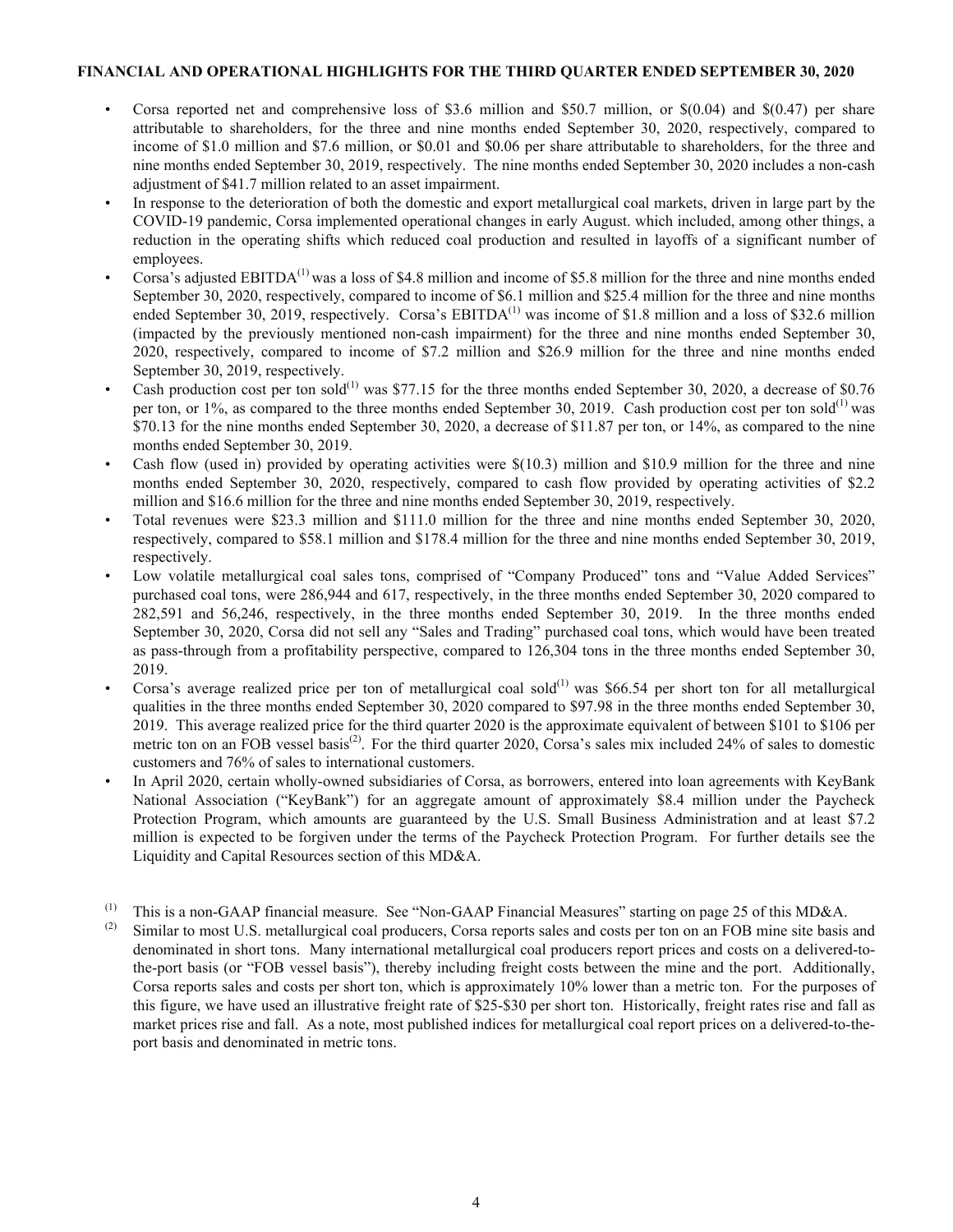## FINANCIAL AND OPERATIONAL HIGHLIGHTS FOR THE THIRD QUARTER ENDED SEPTEMBER 30, 2020

- Corsa reported net and comprehensive loss of $3.6 million and $50.7 million, or $(0.04) and $(0.47) per share attributable to shareholders, for the three and nine months ended September 30, 2020, respectively, compared to income of $1.0 million and $7.6 million, or $0.01 and $0.06 per share attributable to shareholders, for the three and nine months ended September 30, 2019, respectively. The nine months ended September 30, 2020 includes a non-cash adjustment of $41.7 million related to an asset impairment.
- In response to the deterioration of both the domestic and export metallurgical coal markets, driven in large part by the COVID-19 pandemic, Corsa implemented operational changes in early August. which included, among other things, a reduction in the operating shifts which reduced coal production and resulted in layoffs of a significant number of employees.
- Corsa's adjusted EBITDA[(1)] was a loss of $4.8 million and income of $5.8 million for the three and nine months ended September 30, 2020, respectively, compared to income of $6.1 million and $25.4 million for the three and nine months ended September 30, 2019, respectively. Corsa's EBITDA[(1)] was income of $1.8 million and a loss of $32.6 million (impacted by the previously mentioned non-cash impairment) for the three and nine months ended September 30, 2020, respectively, compared to income of $7.2 million and $26.9 million for the three and nine months ended September 30, 2019, respectively.
- Cash production cost per ton sold[(1)] was $77.15 for the three months ended September 30, 2020, a decrease of $0.76 per ton, or 1%, as compared to the three months ended September 30, 2019. Cash production cost per ton sold[(1)] was $70.13 for the nine months ended September 30, 2020, a decrease of $11.87 per ton, or 14%, as compared to the nine months ended September 30, 2019.
- Cash flow (used in) provided by operating activities were $(10.3) million and $10.9 million for the three and nine months ended September 30, 2020, respectively, compared to cash flow provided by operating activities of $2.2 million and $16.6 million for the three and nine months ended September 30, 2019, respectively.
- Total revenues were $23.3 million and $111.0 million for the three and nine months ended September 30, 2020, respectively, compared to $58.1 million and $178.4 million for the three and nine months ended September 30, 2019, respectively.
- Low volatile metallurgical coal sales tons, comprised of "Company Produced" tons and "Value Added Services" purchased coal tons, were 286,944 and 617, respectively, in the three months ended September 30, 2020 compared to 282,591 and 56,246, respectively, in the three months ended September 30, 2019. In the three months ended September 30, 2020, Corsa did not sell any "Sales and Trading" purchased coal tons, which would have been treated as pass-through from a profitability perspective, compared to 126,304 tons in the three months ended September 30, 2019.
- Corsa's average realized price per ton of metallurgical coal sold[(1)] was $66.54 per short ton for all metallurgical qualities in the three months ended September 30, 2020 compared to $97.98 in the three months ended September 30, 2019. This average realized price for the third quarter 2020 is the approximate equivalent of between $101 to $106 per metric ton on an FOB vessel basis[(2)]. For the third quarter 2020, Corsa's sales mix included 24% of sales to domestic customers and 76% of sales to international customers.
- In April 2020, certain wholly-owned subsidiaries of Corsa, as borrowers, entered into loan agreements with KeyBank National Association ("KeyBank") for an aggregate amount of approximately $8.4 million under the Paycheck Protection Program, which amounts are guaranteed by the U.S. Small Business Administration and at least $7.2 million is expected to be forgiven under the terms of the Paycheck Protection Program. For further details see the Liquidity and Capital Resources section of this MD&A.

(1) This is a non-GAAP financial measure. See "Non-GAAP Financial Measures" starting on page 25 of this MD&A.

(2) Similar to most U.S. metallurgical coal producers, Corsa reports sales and costs per ton on an FOB mine site basis and denominated in short tons. Many international metallurgical coal producers report prices and costs on a delivered-to-the-port basis (or "FOB vessel basis"), thereby including freight costs between the mine and the port. Additionally, Corsa reports sales and costs per short ton, which is approximately 10% lower than a metric ton. For the purposes of this figure, we have used an illustrative freight rate of $25-$30 per short ton. Historically, freight rates rise and fall as market prices rise and fall. As a note, most published indices for metallurgical coal report prices on a delivered-to-the-port basis and denominated in metric tons.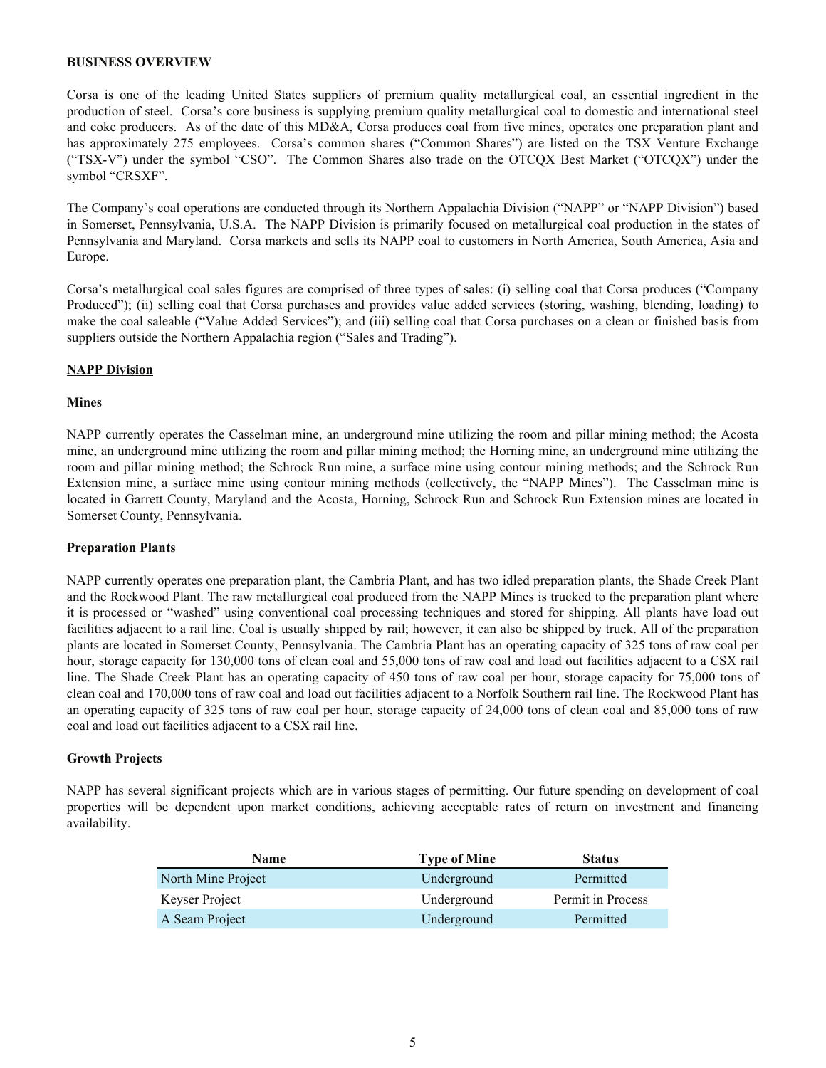## BUSINESS OVERVIEW

Corsa is one of the leading United States suppliers of premium quality metallurgical coal, an essential ingredient in the production of steel. Corsa's core business is supplying premium quality metallurgical coal to domestic and international steel and coke producers. As of the date of this MD&A, Corsa produces coal from five mines, operates one preparation plant and has approximately 275 employees. Corsa's common shares ("Common Shares") are listed on the TSX Venture Exchange ("TSX-V") under the symbol "CSO". The Common Shares also trade on the OTCQX Best Market ("OTCQX") under the symbol "CRSXF".

The Company's coal operations are conducted through its Northern Appalachia Division ("NAPP" or "NAPP Division") based in Somerset, Pennsylvania, U.S.A. The NAPP Division is primarily focused on metallurgical coal production in the states of Pennsylvania and Maryland. Corsa markets and sells its NAPP coal to customers in North America, South America, Asia and Europe.

Corsa's metallurgical coal sales figures are comprised of three types of sales: (i) selling coal that Corsa produces ("Company Produced"); (ii) selling coal that Corsa purchases and provides value added services (storing, washing, blending, loading) to make the coal saleable ("Value Added Services"); and (iii) selling coal that Corsa purchases on a clean or finished basis from suppliers outside the Northern Appalachia region ("Sales and Trading").

### NAPP Division

#### Mines

NAPP currently operates the Casselman mine, an underground mine utilizing the room and pillar mining method; the Acosta mine, an underground mine utilizing the room and pillar mining method; the Horning mine, an underground mine utilizing the room and pillar mining method; the Schrock Run mine, a surface mine using contour mining methods; and the Schrock Run Extension mine, a surface mine using contour mining methods (collectively, the "NAPP Mines"). The Casselman mine is located in Garrett County, Maryland and the Acosta, Horning, Schrock Run and Schrock Run Extension mines are located in Somerset County, Pennsylvania.

#### Preparation Plants

NAPP currently operates one preparation plant, the Cambria Plant, and has two idled preparation plants, the Shade Creek Plant and the Rockwood Plant. The raw metallurgical coal produced from the NAPP Mines is trucked to the preparation plant where it is processed or "washed" using conventional coal processing techniques and stored for shipping. All plants have load out facilities adjacent to a rail line. Coal is usually shipped by rail; however, it can also be shipped by truck. All of the preparation plants are located in Somerset County, Pennsylvania. The Cambria Plant has an operating capacity of 325 tons of raw coal per hour, storage capacity for 130,000 tons of clean coal and 55,000 tons of raw coal and load out facilities adjacent to a CSX rail line. The Shade Creek Plant has an operating capacity of 450 tons of raw coal per hour, storage capacity for 75,000 tons of clean coal and 170,000 tons of raw coal and load out facilities adjacent to a Norfolk Southern rail line. The Rockwood Plant has an operating capacity of 325 tons of raw coal per hour, storage capacity of 24,000 tons of clean coal and 85,000 tons of raw coal and load out facilities adjacent to a CSX rail line.

#### Growth Projects

NAPP has several significant projects which are in various stages of permitting. Our future spending on development of coal properties will be dependent upon market conditions, achieving acceptable rates of return on investment and financing availability.

| Name | Type of Mine | Status |
|---|---|---|
| North Mine Project | Underground | Permitted |
| Keyser Project | Underground | Permit in Process |
| A Seam Project | Underground | Permitted |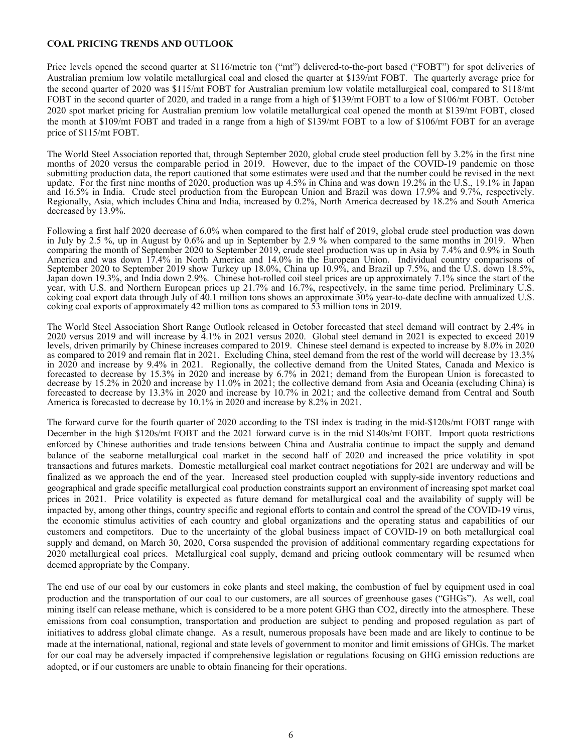**COAL PRICING TRENDS AND OUTLOOK**

Price levels opened the second quarter at $116/metric ton ("mt") delivered-to-the-port based ("FOBT") for spot deliveries of Australian premium low volatile metallurgical coal and closed the quarter at $139/mt FOBT. The quarterly average price for the second quarter of 2020 was $115/mt FOBT for Australian premium low volatile metallurgical coal, compared to $118/mt FOBT in the second quarter of 2020, and traded in a range from a high of $139/mt FOBT to a low of $106/mt FOBT. October 2020 spot market pricing for Australian premium low volatile metallurgical coal opened the month at $139/mt FOBT, closed the month at $109/mt FOBT and traded in a range from a high of $139/mt FOBT to a low of $106/mt FOBT for an average price of $115/mt FOBT.

The World Steel Association reported that, through September 2020, global crude steel production fell by 3.2% in the first nine months of 2020 versus the comparable period in 2019. However, due to the impact of the COVID-19 pandemic on those submitting production data, the report cautioned that some estimates were used and that the number could be revised in the next update. For the first nine months of 2020, production was up 4.5% in China and was down 19.2% in the U.S., 19.1% in Japan and 16.5% in India. Crude steel production from the European Union and Brazil was down 17.9% and 9.7%, respectively. Regionally, Asia, which includes China and India, increased by 0.2%, North America decreased by 18.2% and South America decreased by 13.9%.

Following a first half 2020 decrease of 6.0% when compared to the first half of 2019, global crude steel production was down in July by 2.5 %, up in August by 0.6% and up in September by 2.9 % when compared to the same months in 2019. When comparing the month of September 2020 to September 2019, crude steel production was up in Asia by 7.4% and 0.9% in South America and was down 17.4% in North America and 14.0% in the European Union. Individual country comparisons of September 2020 to September 2019 show Turkey up 18.0%, China up 10.9%, and Brazil up 7.5%, and the U.S. down 18.5%, Japan down 19.3%, and India down 2.9%. Chinese hot-rolled coil steel prices are up approximately 7.1% since the start of the year, with U.S. and Northern European prices up 21.7% and 16.7%, respectively, in the same time period. Preliminary U.S. coking coal export data through July of 40.1 million tons shows an approximate 30% year-to-date decline with annualized U.S. coking coal exports of approximately 42 million tons as compared to 53 million tons in 2019.

The World Steel Association Short Range Outlook released in October forecasted that steel demand will contract by 2.4% in 2020 versus 2019 and will increase by 4.1% in 2021 versus 2020. Global steel demand in 2021 is expected to exceed 2019 levels, driven primarily by Chinese increases compared to 2019. Chinese steel demand is expected to increase by 8.0% in 2020 as compared to 2019 and remain flat in 2021. Excluding China, steel demand from the rest of the world will decrease by 13.3% in 2020 and increase by 9.4% in 2021. Regionally, the collective demand from the United States, Canada and Mexico is forecasted to decrease by 15.3% in 2020 and increase by 6.7% in 2021; demand from the European Union is forecasted to decrease by 15.2% in 2020 and increase by 11.0% in 2021; the collective demand from Asia and Oceania (excluding China) is forecasted to decrease by 13.3% in 2020 and increase by 10.7% in 2021; and the collective demand from Central and South America is forecasted to decrease by 10.1% in 2020 and increase by 8.2% in 2021.

The forward curve for the fourth quarter of 2020 according to the TSI index is trading in the mid-$120s/mt FOBT range with December in the high $120s/mt FOBT and the 2021 forward curve is in the mid $140s/mt FOBT. Import quota restrictions enforced by Chinese authorities and trade tensions between China and Australia continue to impact the supply and demand balance of the seaborne metallurgical coal market in the second half of 2020 and increased the price volatility in spot transactions and futures markets. Domestic metallurgical coal market contract negotiations for 2021 are underway and will be finalized as we approach the end of the year. Increased steel production coupled with supply-side inventory reductions and geographical and grade specific metallurgical coal production constraints support an environment of increasing spot market coal prices in 2021. Price volatility is expected as future demand for metallurgical coal and the availability of supply will be impacted by, among other things, country specific and regional efforts to contain and control the spread of the COVID-19 virus, the economic stimulus activities of each country and global organizations and the operating status and capabilities of our customers and competitors. Due to the uncertainty of the global business impact of COVID-19 on both metallurgical coal supply and demand, on March 30, 2020, Corsa suspended the provision of additional commentary regarding expectations for 2020 metallurgical coal prices. Metallurgical coal supply, demand and pricing outlook commentary will be resumed when deemed appropriate by the Company.

The end use of our coal by our customers in coke plants and steel making, the combustion of fuel by equipment used in coal production and the transportation of our coal to our customers, are all sources of greenhouse gases ("GHGs"). As well, coal mining itself can release methane, which is considered to be a more potent GHG than $CO_2$, directly into the atmosphere. These emissions from coal consumption, transportation and production are subject to pending and proposed regulation as part of initiatives to address global climate change. As a result, numerous proposals have been made and are likely to continue to be made at the international, national, regional and state levels of government to monitor and limit emissions of GHGs. The market for our coal may be adversely impacted if comprehensive legislation or regulations focusing on GHG emission reductions are adopted, or if our customers are unable to obtain financing for their operations.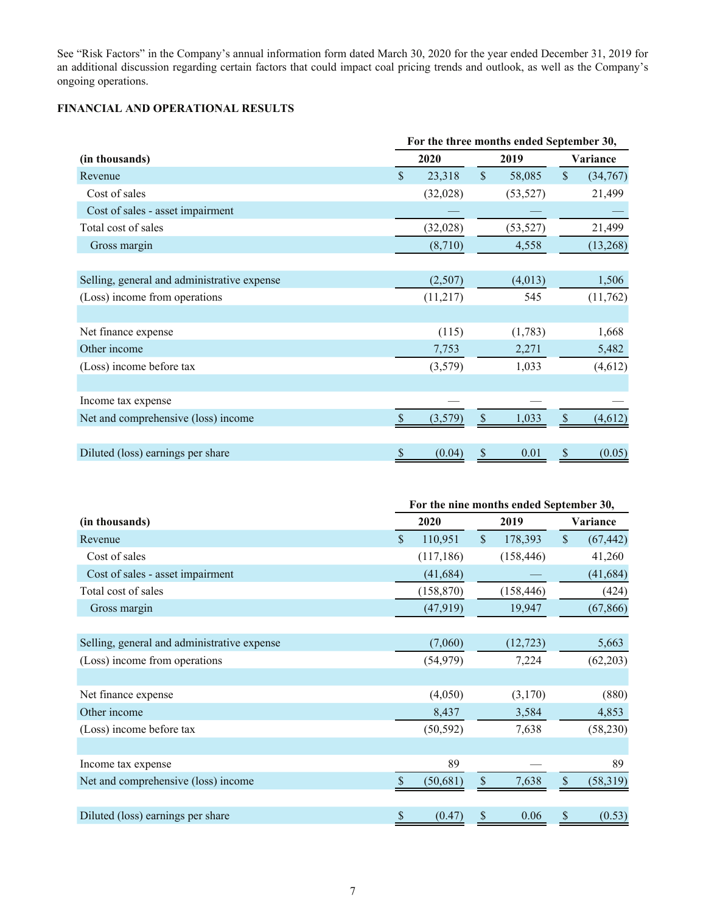See "Risk Factors" in the Company's annual information form dated March 30, 2020 for the year ended December 31, 2019 for an additional discussion regarding certain factors that could impact coal pricing trends and outlook, as well as the Company's ongoing operations.

## FINANCIAL AND OPERATIONAL RESULTS

| | For the three months ended September 30, | | |
|---|---|---|---|
| **(in thousands)** | **2020** | **2019** | **Variance** |
| Revenue | $ 23,318 | $ 58,085 | $ (34,767) |
| Cost of sales | (32,028) | (53,527) | 21,499 |
| Cost of sales - asset impairment | — | — | — |
| Total cost of sales | (32,028) | (53,527) | 21,499 |
| Gross margin | (8,710) | 4,558 | (13,268) |
| | | | |
| Selling, general and administrative expense | (2,507) | (4,013) | 1,506 |
| (Loss) income from operations | (11,217) | 545 | (11,762) |
| | | | |
| Net finance expense | (115) | (1,783) | 1,668 |
| Other income | 7,753 | 2,271 | 5,482 |
| (Loss) income before tax | (3,579) | 1,033 | (4,612) |
| | | | |
| Income tax expense | — | — | — |
| Net and comprehensive (loss) income | $ (3,579) | $ 1,033 | $ (4,612) |
| | | | |
| Diluted (loss) earnings per share | $ (0.04) | $ 0.01 | $ (0.05) |

| | For the nine months ended September 30, | | |
|---|---|---|---|
| **(in thousands)** | **2020** | **2019** | **Variance** |
| Revenue | $ 110,951 | $ 178,393 | $ (67,442) |
| Cost of sales | (117,186) | (158,446) | 41,260 |
| Cost of sales - asset impairment | (41,684) | — | (41,684) |
| Total cost of sales | (158,870) | (158,446) | (424) |
| Gross margin | (47,919) | 19,947 | (67,866) |
| | | | |
| Selling, general and administrative expense | (7,060) | (12,723) | 5,663 |
| (Loss) income from operations | (54,979) | 7,224 | (62,203) |
| | | | |
| Net finance expense | (4,050) | (3,170) | (880) |
| Other income | 8,437 | 3,584 | 4,853 |
| (Loss) income before tax | (50,592) | 7,638 | (58,230) |
| | | | |
| Income tax expense | 89 | — | 89 |
| Net and comprehensive (loss) income | $ (50,681) | $ 7,638 | $ (58,319) |
| | | | |
| Diluted (loss) earnings per share | $ (0.47) | $ 0.06 | $ (0.53) |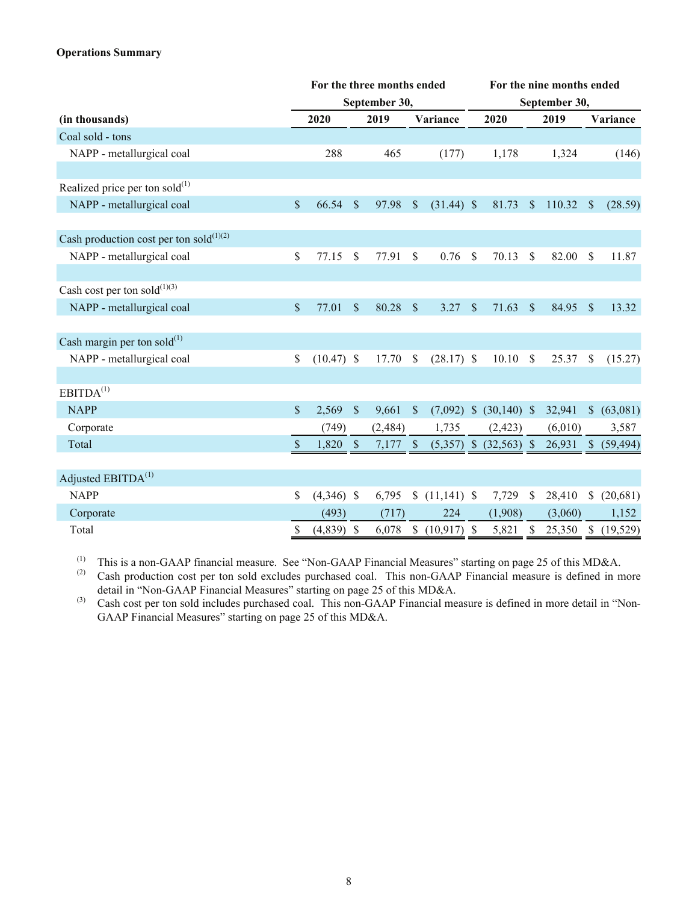**Operations Summary**

| | For the three months ended September 30, | | | For the nine months ended September 30, | | |
|---|---|---|---|---|---|---|
| (in thousands) | 2020 | 2019 | Variance | 2020 | 2019 | Variance |
| Coal sold - tons | | | | | | |
| NAPP - metallurgical coal | 288 | 465 | (177) | 1,178 | 1,324 | (146) |
| | | | | | | |
| Realized price per ton sold[1] | | | | | | |
| NAPP - metallurgical coal | $ 66.54 | $ 97.98 | $ (31.44) | $ 81.73 | $ 110.32 | $ (28.59) |
| | | | | | | |
| Cash production cost per ton sold[1][2] | | | | | | |
| NAPP - metallurgical coal | $ 77.15 | $ 77.91 | $ 0.76 | $ 70.13 | $ 82.00 | $ 11.87 |
| | | | | | | |
| Cash cost per ton sold[1][3] | | | | | | |
| NAPP - metallurgical coal | $ 77.01 | $ 80.28 | $ 3.27 | $ 71.63 | $ 84.95 | $ 13.32 |
| | | | | | | |
| Cash margin per ton sold[1] | | | | | | |
| NAPP - metallurgical coal | $ (10.47) | $ 17.70 | $ (28.17) | $ 10.10 | $ 25.37 | $ (15.27) |
| | | | | | | |
| EBITDA[1] | | | | | | |
| NAPP | $ 2,569 | $ 9,661 | $ (7,092) | $ (30,140) | $ 32,941 | $ (63,081) |
| Corporate | (749) | (2,484) | 1,735 | (2,423) | (6,010) | 3,587 |
| Total | $ 1,820 | $ 7,177 | $ (5,357) | $ (32,563) | $ 26,931 | $ (59,494) |
| | | | | | | |
| Adjusted EBITDA[1] | | | | | | |
| NAPP | $ (4,346) | $ 6,795 | $ (11,141) | $ 7,729 | $ 28,410 | $ (20,681) |
| Corporate | (493) | (717) | 224 | (1,908) | (3,060) | 1,152 |
| Total | $ (4,839) | $ 6,078 | $ (10,917) | $ 5,821 | $ 25,350 | $ (19,529) |

(1) This is a non-GAAP financial measure. See "Non-GAAP Financial Measures" starting on page 25 of this MD&A.

(2) Cash production cost per ton sold excludes purchased coal. This non-GAAP Financial measure is defined in more detail in "Non-GAAP Financial Measures" starting on page 25 of this MD&A.

(3) Cash cost per ton sold includes purchased coal. This non-GAAP Financial measure is defined in more detail in "Non-GAAP Financial Measures" starting on page 25 of this MD&A.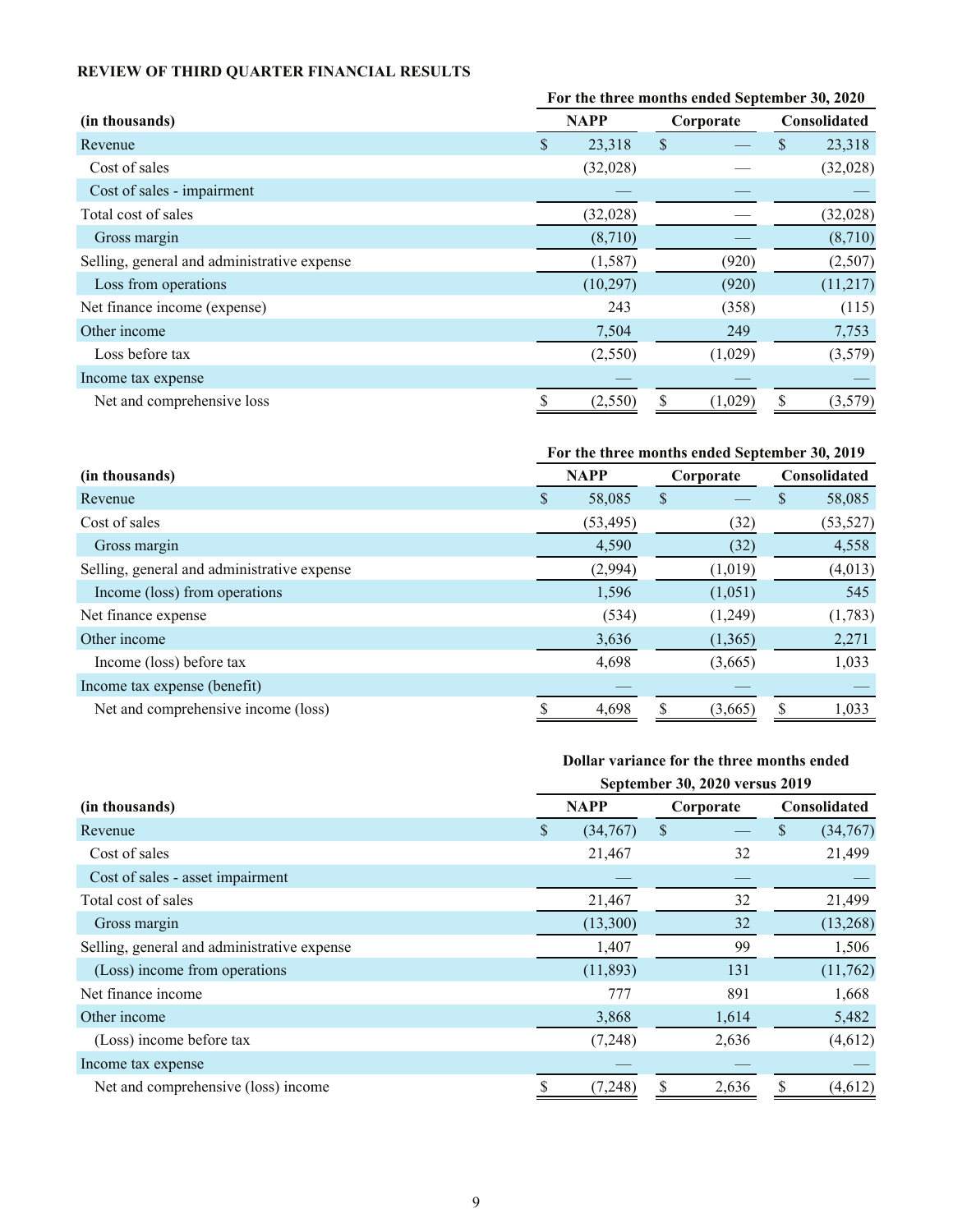**REVIEW OF THIRD QUARTER FINANCIAL RESULTS**

| (in thousands) | For the three months ended September 30, 2020 | | |
|---|---|---|---|
| | NAPP | Corporate | Consolidated |
| Revenue | $ 23,318 | $ — | $ 23,318 |
| Cost of sales | (32,028) | — | (32,028) |
| Cost of sales - impairment | — | — | — |
| Total cost of sales | (32,028) | — | (32,028) |
| Gross margin | (8,710) | — | (8,710) |
| Selling, general and administrative expense | (1,587) | (920) | (2,507) |
| Loss from operations | (10,297) | (920) | (11,217) |
| Net finance income (expense) | 243 | (358) | (115) |
| Other income | 7,504 | 249 | 7,753 |
| Loss before tax | (2,550) | (1,029) | (3,579) |
| Income tax expense | — | — | — |
| Net and comprehensive loss | $ (2,550) | $ (1,029) | $ (3,579) |

| (in thousands) | For the three months ended September 30, 2019 | | |
|---|---|---|---|
| | NAPP | Corporate | Consolidated |
| Revenue | $ 58,085 | $ — | $ 58,085 |
| Cost of sales | (53,495) | (32) | (53,527) |
| Gross margin | 4,590 | (32) | 4,558 |
| Selling, general and administrative expense | (2,994) | (1,019) | (4,013) |
| Income (loss) from operations | 1,596 | (1,051) | 545 |
| Net finance expense | (534) | (1,249) | (1,783) |
| Other income | 3,636 | (1,365) | 2,271 |
| Income (loss) before tax | 4,698 | (3,665) | 1,033 |
| Income tax expense (benefit) | — | — | — |
| Net and comprehensive income (loss) | $ 4,698 | $ (3,665) | $ 1,033 |

| (in thousands) | Dollar variance for the three months ended September 30, 2020 versus 2019 | | |
|---|---|---|---|
| | NAPP | Corporate | Consolidated |
| Revenue | $ (34,767) | $ — | $ (34,767) |
| Cost of sales | 21,467 | 32 | 21,499 |
| Cost of sales - asset impairment | — | — | — |
| Total cost of sales | 21,467 | 32 | 21,499 |
| Gross margin | (13,300) | 32 | (13,268) |
| Selling, general and administrative expense | 1,407 | 99 | 1,506 |
| (Loss) income from operations | (11,893) | 131 | (11,762) |
| Net finance income | 777 | 891 | 1,668 |
| Other income | 3,868 | 1,614 | 5,482 |
| (Loss) income before tax | (7,248) | 2,636 | (4,612) |
| Income tax expense | — | — | — |
| Net and comprehensive (loss) income | $ (7,248) | $ 2,636 | $ (4,612) |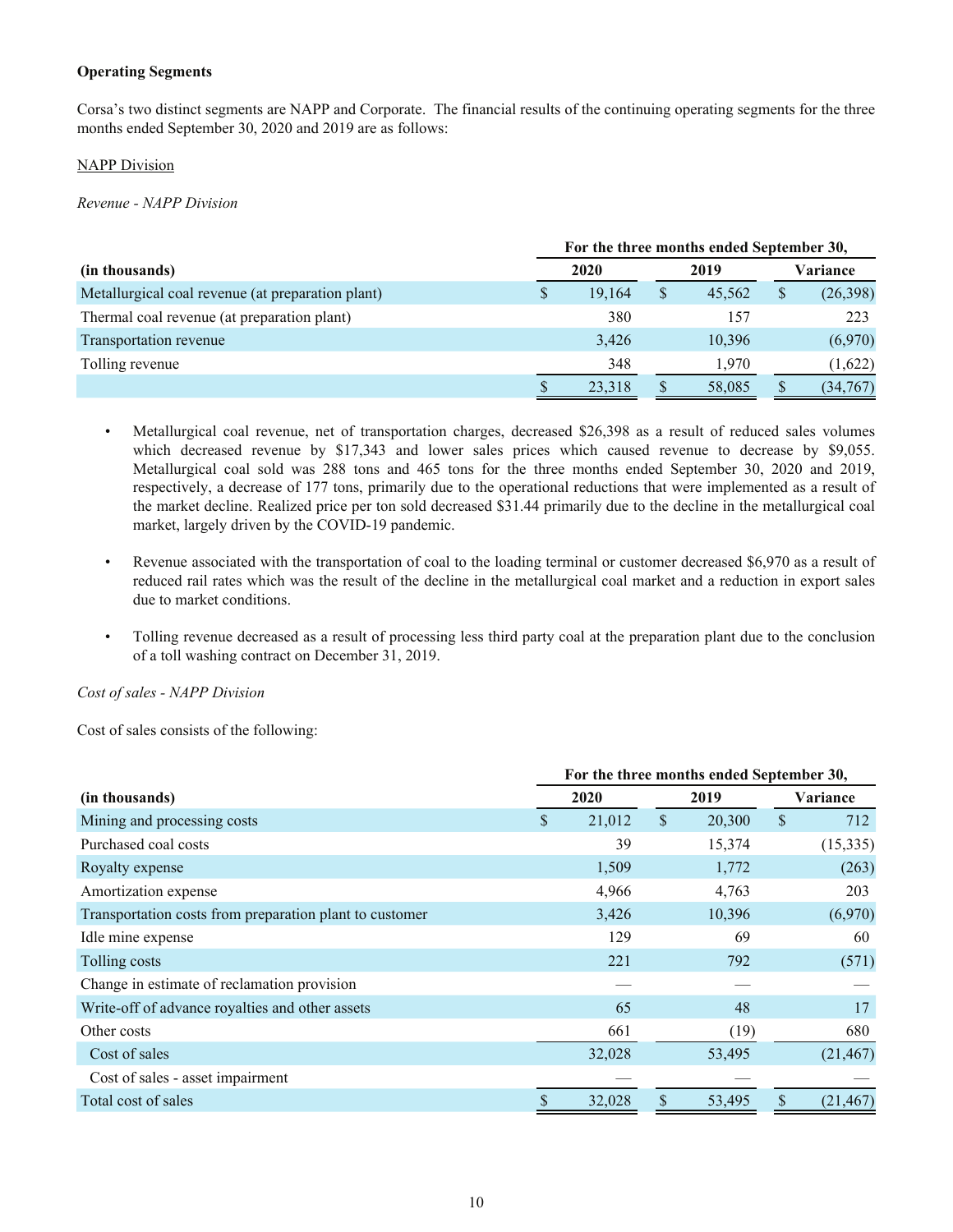**Operating Segments**

Corsa's two distinct segments are NAPP and Corporate. The financial results of the continuing operating segments for the three months ended September 30, 2020 and 2019 are as follows:

NAPP Division

*Revenue - NAPP Division*

| | For the three months ended September 30, | | |
|---|---|---|---|
| (in thousands) | 2020 | 2019 | Variance |
| Metallurgical coal revenue (at preparation plant) | $ 19,164 | $ 45,562 | $ (26,398) |
| Thermal coal revenue (at preparation plant) | 380 | 157 | 223 |
| Transportation revenue | 3,426 | 10,396 | (6,970) |
| Tolling revenue | 348 | 1,970 | (1,622) |
| | $ 23,318 | $ 58,085 | $ (34,767) |

- Metallurgical coal revenue, net of transportation charges, decreased $26,398 as a result of reduced sales volumes which decreased revenue by $17,343 and lower sales prices which caused revenue to decrease by $9,055. Metallurgical coal sold was 288 tons and 465 tons for the three months ended September 30, 2020 and 2019, respectively, a decrease of 177 tons, primarily due to the operational reductions that were implemented as a result of the market decline. Realized price per ton sold decreased $31.44 primarily due to the decline in the metallurgical coal market, largely driven by the COVID-19 pandemic.

- Revenue associated with the transportation of coal to the loading terminal or customer decreased $6,970 as a result of reduced rail rates which was the result of the decline in the metallurgical coal market and a reduction in export sales due to market conditions.

- Tolling revenue decreased as a result of processing less third party coal at the preparation plant due to the conclusion of a toll washing contract on December 31, 2019.

*Cost of sales - NAPP Division*

Cost of sales consists of the following:

| | For the three months ended September 30, | | |
|---|---|---|---|
| (in thousands) | 2020 | 2019 | Variance |
| Mining and processing costs | $ 21,012 | $ 20,300 | $ 712 |
| Purchased coal costs | 39 | 15,374 | (15,335) |
| Royalty expense | 1,509 | 1,772 | (263) |
| Amortization expense | 4,966 | 4,763 | 203 |
| Transportation costs from preparation plant to customer | 3,426 | 10,396 | (6,970) |
| Idle mine expense | 129 | 69 | 60 |
| Tolling costs | 221 | 792 | (571) |
| Change in estimate of reclamation provision | — | — | — |
| Write-off of advance royalties and other assets | 65 | 48 | 17 |
| Other costs | 661 | (19) | 680 |
| Cost of sales | 32,028 | 53,495 | (21,467) |
| Cost of sales - asset impairment | — | — | — |
| Total cost of sales | $ 32,028 | $ 53,495 | $ (21,467) |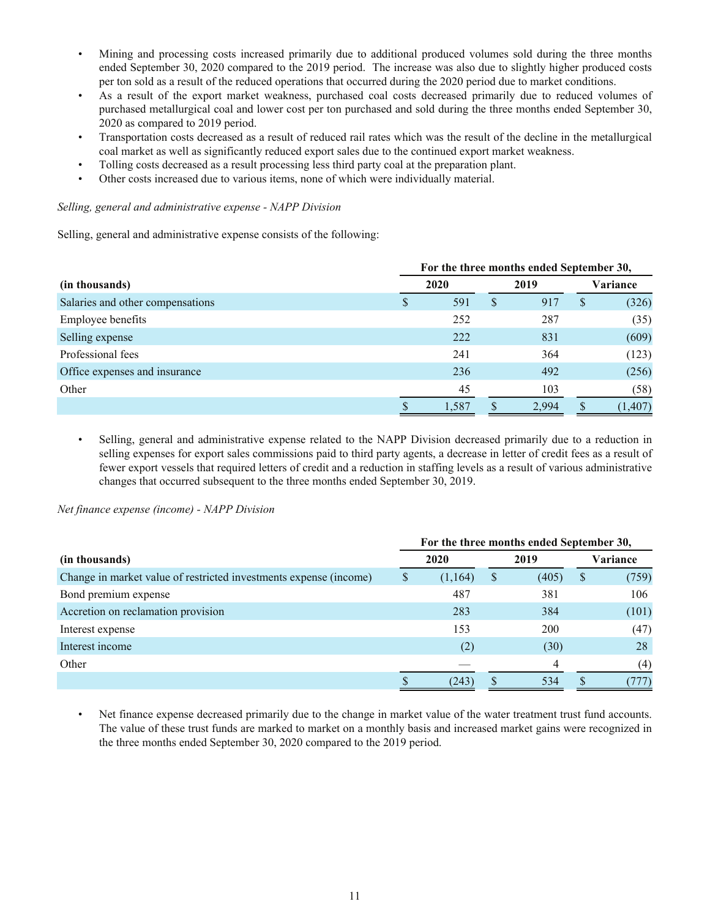- Mining and processing costs increased primarily due to additional produced volumes sold during the three months ended September 30, 2020 compared to the 2019 period. The increase was also due to slightly higher produced costs per ton sold as a result of the reduced operations that occurred during the 2020 period due to market conditions.
- As a result of the export market weakness, purchased coal costs decreased primarily due to reduced volumes of purchased metallurgical coal and lower cost per ton purchased and sold during the three months ended September 30, 2020 as compared to 2019 period.
- Transportation costs decreased as a result of reduced rail rates which was the result of the decline in the metallurgical coal market as well as significantly reduced export sales due to the continued export market weakness.
- Tolling costs decreased as a result processing less third party coal at the preparation plant.
- Other costs increased due to various items, none of which were individually material.

*Selling, general and administrative expense - NAPP Division*

Selling, general and administrative expense consists of the following:

| | For the three months ended September 30, | | |
|---|---|---|---|
| **(in thousands)** | **2020** | **2019** | **Variance** |
| Salaries and other compensations | $ 591 | $ 917 | $ (326) |
| Employee benefits | 252 | 287 | (35) |
| Selling expense | 222 | 831 | (609) |
| Professional fees | 241 | 364 | (123) |
| Office expenses and insurance | 236 | 492 | (256) |
| Other | 45 | 103 | (58) |
| | $ 1,587 | $ 2,994 | $ (1,407) |

- Selling, general and administrative expense related to the NAPP Division decreased primarily due to a reduction in selling expenses for export sales commissions paid to third party agents, a decrease in letter of credit fees as a result of fewer export vessels that required letters of credit and a reduction in staffing levels as a result of various administrative changes that occurred subsequent to the three months ended September 30, 2019.

*Net finance expense (income) - NAPP Division*

| | For the three months ended September 30, | | |
|---|---|---|---|
| **(in thousands)** | **2020** | **2019** | **Variance** |
| Change in market value of restricted investments expense (income) | $ (1,164) | $ (405) | $ (759) |
| Bond premium expense | 487 | 381 | 106 |
| Accretion on reclamation provision | 283 | 384 | (101) |
| Interest expense | 153 | 200 | (47) |
| Interest income | (2) | (30) | 28 |
| Other | — | 4 | (4) |
| | $ (243) | $ 534 | $ (777) |

- Net finance expense decreased primarily due to the change in market value of the water treatment trust fund accounts. The value of these trust funds are marked to market on a monthly basis and increased market gains were recognized in the three months ended September 30, 2020 compared to the 2019 period.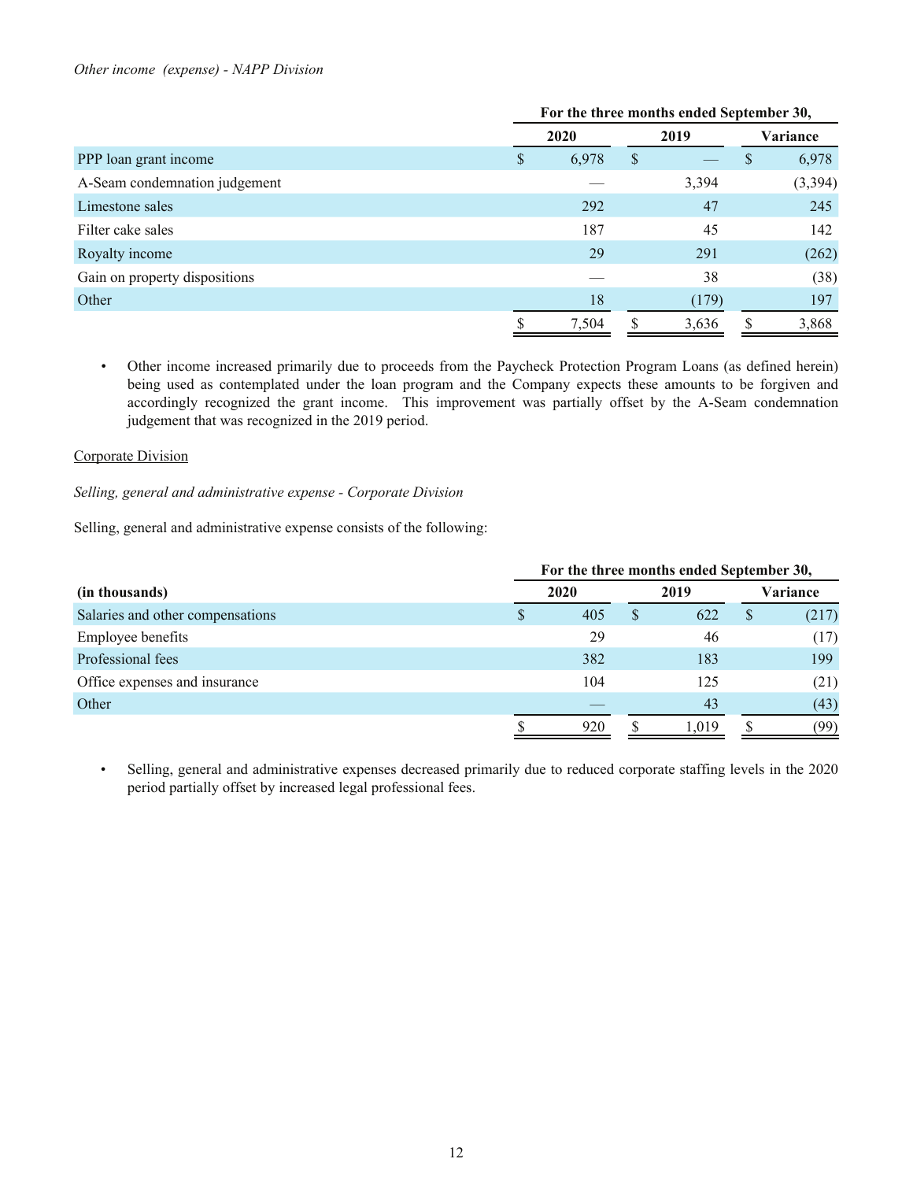*Other income (expense) - NAPP Division*

| | For the three months ended September 30, | | |
|---|---|---|---|
| | 2020 | 2019 | Variance |
| PPP loan grant income | $ 6,978 | $ — | $ 6,978 |
| A-Seam condemnation judgement | — | 3,394 | (3,394) |
| Limestone sales | 292 | 47 | 245 |
| Filter cake sales | 187 | 45 | 142 |
| Royalty income | 29 | 291 | (262) |
| Gain on property dispositions | — | 38 | (38) |
| Other | 18 | (179) | 197 |
| | $ 7,504 | $ 3,636 | $ 3,868 |

- Other income increased primarily due to proceeds from the Paycheck Protection Program Loans (as defined herein) being used as contemplated under the loan program and the Company expects these amounts to be forgiven and accordingly recognized the grant income. This improvement was partially offset by the A-Seam condemnation judgement that was recognized in the 2019 period.

Corporate Division

*Selling, general and administrative expense - Corporate Division*

Selling, general and administrative expense consists of the following:

| | For the three months ended September 30, | | |
|---|---|---|---|
| **(in thousands)** | 2020 | 2019 | Variance |
| Salaries and other compensations | $ 405 | $ 622 | $ (217) |
| Employee benefits | 29 | 46 | (17) |
| Professional fees | 382 | 183 | 199 |
| Office expenses and insurance | 104 | 125 | (21) |
| Other | — | 43 | (43) |
| | $ 920 | $ 1,019 | $ (99) |

- Selling, general and administrative expenses decreased primarily due to reduced corporate staffing levels in the 2020 period partially offset by increased legal professional fees.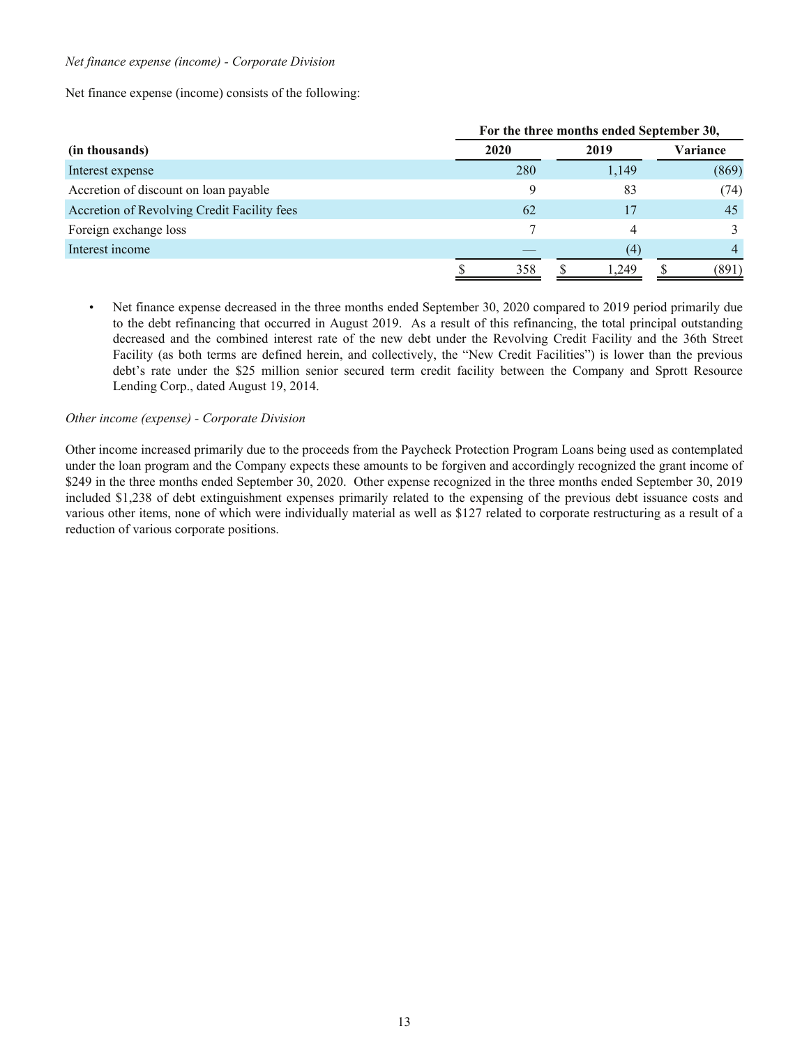*Net finance expense (income) - Corporate Division*

Net finance expense (income) consists of the following:

| | For the three months ended September 30, | | |
|---|---|---|---|
| (in thousands) | 2020 | 2019 | Variance |
| Interest expense | 280 | 1,149 | (869) |
| Accretion of discount on loan payable | 9 | 83 | (74) |
| Accretion of Revolving Credit Facility fees | 62 | 17 | 45 |
| Foreign exchange loss | 7 | 4 | 3 |
| Interest income | — | (4) | 4 |
| | $ 358 | $ 1,249 | $ (891) |

- Net finance expense decreased in the three months ended September 30, 2020 compared to 2019 period primarily due to the debt refinancing that occurred in August 2019. As a result of this refinancing, the total principal outstanding decreased and the combined interest rate of the new debt under the Revolving Credit Facility and the 36th Street Facility (as both terms are defined herein, and collectively, the "New Credit Facilities") is lower than the previous debt's rate under the $25 million senior secured term credit facility between the Company and Sprott Resource Lending Corp., dated August 19, 2014.

*Other income (expense) - Corporate Division*

Other income increased primarily due to the proceeds from the Paycheck Protection Program Loans being used as contemplated under the loan program and the Company expects these amounts to be forgiven and accordingly recognized the grant income of $249 in the three months ended September 30, 2020. Other expense recognized in the three months ended September 30, 2019 included $1,238 of debt extinguishment expenses primarily related to the expensing of the previous debt issuance costs and various other items, none of which were individually material as well as $127 related to corporate restructuring as a result of a reduction of various corporate positions.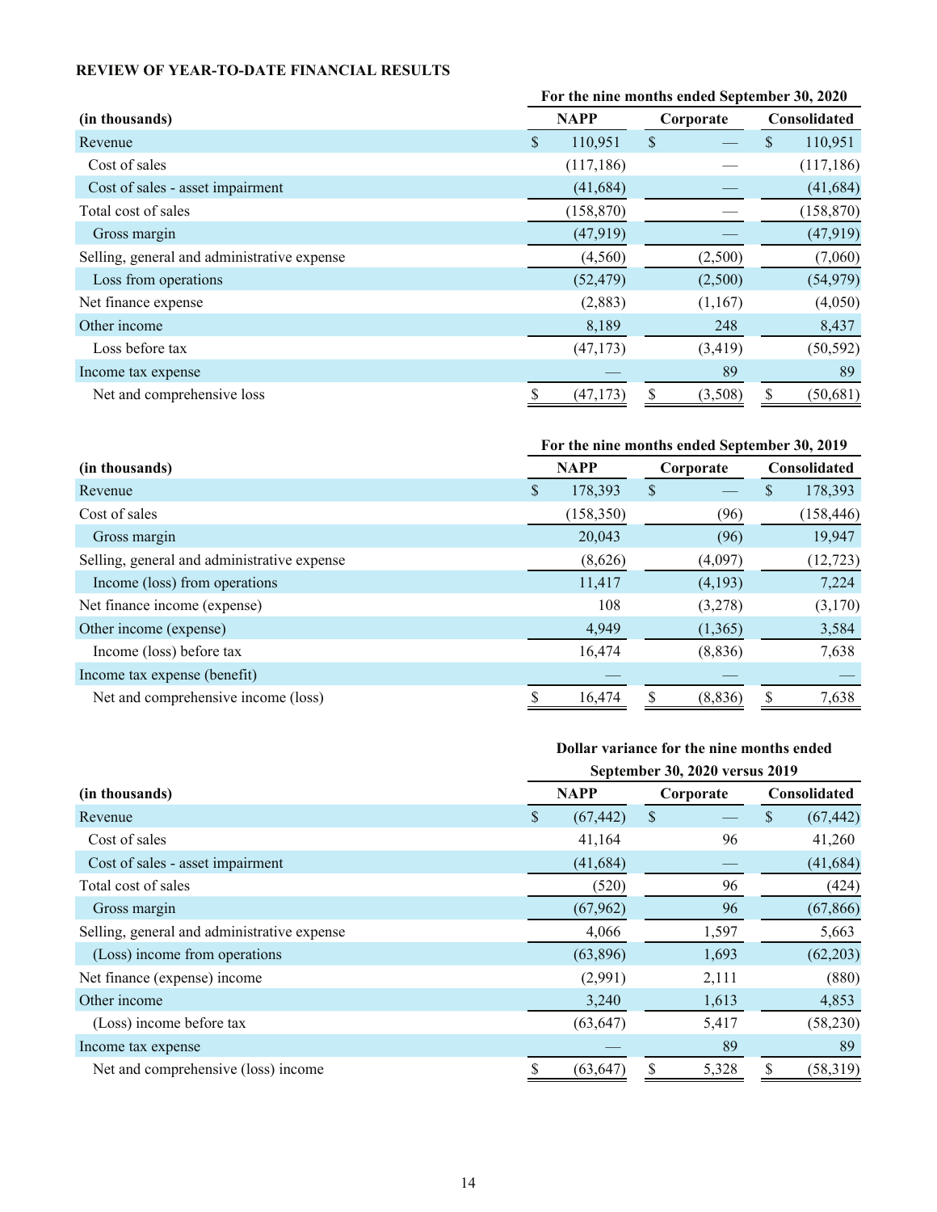**REVIEW OF YEAR-TO-DATE FINANCIAL RESULTS**

| | For the nine months ended September 30, 2020 | | |
|---|---|---|---|
| (in thousands) | NAPP | Corporate | Consolidated |
| Revenue | $ 110,951 | $ — | $ 110,951 |
| Cost of sales | (117,186) | — | (117,186) |
| Cost of sales - asset impairment | (41,684) | — | (41,684) |
| Total cost of sales | (158,870) | — | (158,870) |
| Gross margin | (47,919) | — | (47,919) |
| Selling, general and administrative expense | (4,560) | (2,500) | (7,060) |
| Loss from operations | (52,479) | (2,500) | (54,979) |
| Net finance expense | (2,883) | (1,167) | (4,050) |
| Other income | 8,189 | 248 | 8,437 |
| Loss before tax | (47,173) | (3,419) | (50,592) |
| Income tax expense | — | 89 | 89 |
| Net and comprehensive loss | $ (47,173) | $ (3,508) | $ (50,681) |

| | For the nine months ended September 30, 2019 | | |
|---|---|---|---|
| (in thousands) | NAPP | Corporate | Consolidated |
| Revenue | $ 178,393 | $ — | $ 178,393 |
| Cost of sales | (158,350) | (96) | (158,446) |
| Gross margin | 20,043 | (96) | 19,947 |
| Selling, general and administrative expense | (8,626) | (4,097) | (12,723) |
| Income (loss) from operations | 11,417 | (4,193) | 7,224 |
| Net finance income (expense) | 108 | (3,278) | (3,170) |
| Other income (expense) | 4,949 | (1,365) | 3,584 |
| Income (loss) before tax | 16,474 | (8,836) | 7,638 |
| Income tax expense (benefit) | — | — | — |
| Net and comprehensive income (loss) | $ 16,474 | $ (8,836) | $ 7,638 |

| | Dollar variance for the nine months ended September 30, 2020 versus 2019 | | |
|---|---|---|---|
| (in thousands) | NAPP | Corporate | Consolidated |
| Revenue | $ (67,442) | $ — | $ (67,442) |
| Cost of sales | 41,164 | 96 | 41,260 |
| Cost of sales - asset impairment | (41,684) | — | (41,684) |
| Total cost of sales | (520) | 96 | (424) |
| Gross margin | (67,962) | 96 | (67,866) |
| Selling, general and administrative expense | 4,066 | 1,597 | 5,663 |
| (Loss) income from operations | (63,896) | 1,693 | (62,203) |
| Net finance (expense) income | (2,991) | 2,111 | (880) |
| Other income | 3,240 | 1,613 | 4,853 |
| (Loss) income before tax | (63,647) | 5,417 | (58,230) |
| Income tax expense | — | 89 | 89 |
| Net and comprehensive (loss) income | $ (63,647) | $ 5,328 | $ (58,319) |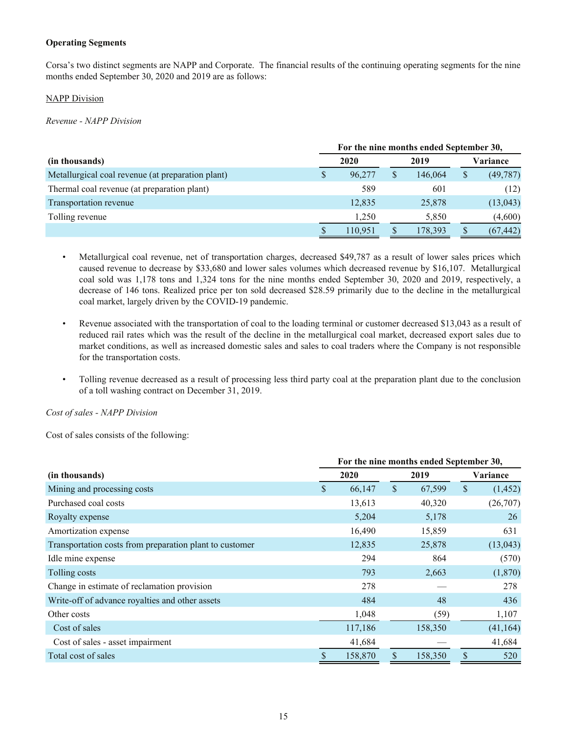**Operating Segments**

Corsa's two distinct segments are NAPP and Corporate. The financial results of the continuing operating segments for the nine months ended September 30, 2020 and 2019 are as follows:

NAPP Division

*Revenue - NAPP Division*

| | For the nine months ended September 30, | | |
|---|---|---|---|
| (in thousands) | 2020 | 2019 | Variance |
| Metallurgical coal revenue (at preparation plant) | $ 96,277 | $ 146,064 | $ (49,787) |
| Thermal coal revenue (at preparation plant) | 589 | 601 | (12) |
| Transportation revenue | 12,835 | 25,878 | (13,043) |
| Tolling revenue | 1,250 | 5,850 | (4,600) |
| | $ 110,951 | $ 178,393 | $ (67,442) |

- Metallurgical coal revenue, net of transportation charges, decreased $49,787 as a result of lower sales prices which caused revenue to decrease by $33,680 and lower sales volumes which decreased revenue by $16,107. Metallurgical coal sold was 1,178 tons and 1,324 tons for the nine months ended September 30, 2020 and 2019, respectively, a decrease of 146 tons. Realized price per ton sold decreased $28.59 primarily due to the decline in the metallurgical coal market, largely driven by the COVID-19 pandemic.

- Revenue associated with the transportation of coal to the loading terminal or customer decreased $13,043 as a result of reduced rail rates which was the result of the decline in the metallurgical coal market, decreased export sales due to market conditions, as well as increased domestic sales and sales to coal traders where the Company is not responsible for the transportation costs.

- Tolling revenue decreased as a result of processing less third party coal at the preparation plant due to the conclusion of a toll washing contract on December 31, 2019.

*Cost of sales - NAPP Division*

Cost of sales consists of the following:

| | For the nine months ended September 30, | | |
|---|---|---|---|
| (in thousands) | 2020 | 2019 | Variance |
| Mining and processing costs | $ 66,147 | $ 67,599 | $ (1,452) |
| Purchased coal costs | 13,613 | 40,320 | (26,707) |
| Royalty expense | 5,204 | 5,178 | 26 |
| Amortization expense | 16,490 | 15,859 | 631 |
| Transportation costs from preparation plant to customer | 12,835 | 25,878 | (13,043) |
| Idle mine expense | 294 | 864 | (570) |
| Tolling costs | 793 | 2,663 | (1,870) |
| Change in estimate of reclamation provision | 278 | — | 278 |
| Write-off of advance royalties and other assets | 484 | 48 | 436 |
| Other costs | 1,048 | (59) | 1,107 |
| Cost of sales | 117,186 | 158,350 | (41,164) |
| Cost of sales - asset impairment | 41,684 | — | 41,684 |
| Total cost of sales | $ 158,870 | $ 158,350 | $ 520 |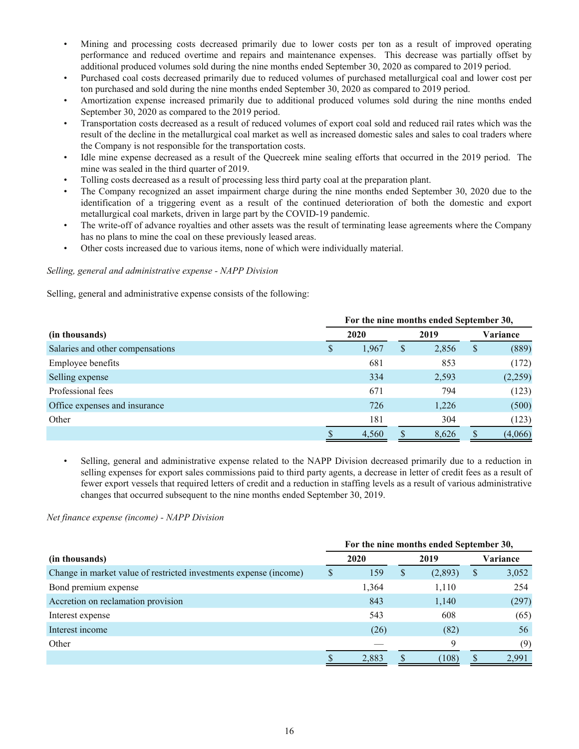- Mining and processing costs decreased primarily due to lower costs per ton as a result of improved operating performance and reduced overtime and repairs and maintenance expenses. This decrease was partially offset by additional produced volumes sold during the nine months ended September 30, 2020 as compared to 2019 period.
- Purchased coal costs decreased primarily due to reduced volumes of purchased metallurgical coal and lower cost per ton purchased and sold during the nine months ended September 30, 2020 as compared to 2019 period.
- Amortization expense increased primarily due to additional produced volumes sold during the nine months ended September 30, 2020 as compared to the 2019 period.
- Transportation costs decreased as a result of reduced volumes of export coal sold and reduced rail rates which was the result of the decline in the metallurgical coal market as well as increased domestic sales and sales to coal traders where the Company is not responsible for the transportation costs.
- Idle mine expense decreased as a result of the Quecreek mine sealing efforts that occurred in the 2019 period. The mine was sealed in the third quarter of 2019.
- Tolling costs decreased as a result of processing less third party coal at the preparation plant.
- The Company recognized an asset impairment charge during the nine months ended September 30, 2020 due to the identification of a triggering event as a result of the continued deterioration of both the domestic and export metallurgical coal markets, driven in large part by the COVID-19 pandemic.
- The write-off of advance royalties and other assets was the result of terminating lease agreements where the Company has no plans to mine the coal on these previously leased areas.
- Other costs increased due to various items, none of which were individually material.

*Selling, general and administrative expense - NAPP Division*

Selling, general and administrative expense consists of the following:

| | For the nine months ended September 30, | | |
|---|---|---|---|
| (in thousands) | 2020 | 2019 | Variance |
| Salaries and other compensations | $ 1,967 | $ 2,856 | $ (889) |
| Employee benefits | 681 | 853 | (172) |
| Selling expense | 334 | 2,593 | (2,259) |
| Professional fees | 671 | 794 | (123) |
| Office expenses and insurance | 726 | 1,226 | (500) |
| Other | 181 | 304 | (123) |
| | $ 4,560 | $ 8,626 | $ (4,066) |

- Selling, general and administrative expense related to the NAPP Division decreased primarily due to a reduction in selling expenses for export sales commissions paid to third party agents, a decrease in letter of credit fees as a result of fewer export vessels that required letters of credit and a reduction in staffing levels as a result of various administrative changes that occurred subsequent to the nine months ended September 30, 2019.

*Net finance expense (income) - NAPP Division*

| | For the nine months ended September 30, | | |
|---|---|---|---|
| (in thousands) | 2020 | 2019 | Variance |
| Change in market value of restricted investments expense (income) | $ 159 | $ (2,893) | $ 3,052 |
| Bond premium expense | 1,364 | 1,110 | 254 |
| Accretion on reclamation provision | 843 | 1,140 | (297) |
| Interest expense | 543 | 608 | (65) |
| Interest income | (26) | (82) | 56 |
| Other | — | 9 | (9) |
| | $ 2,883 | $ (108) | $ 2,991 |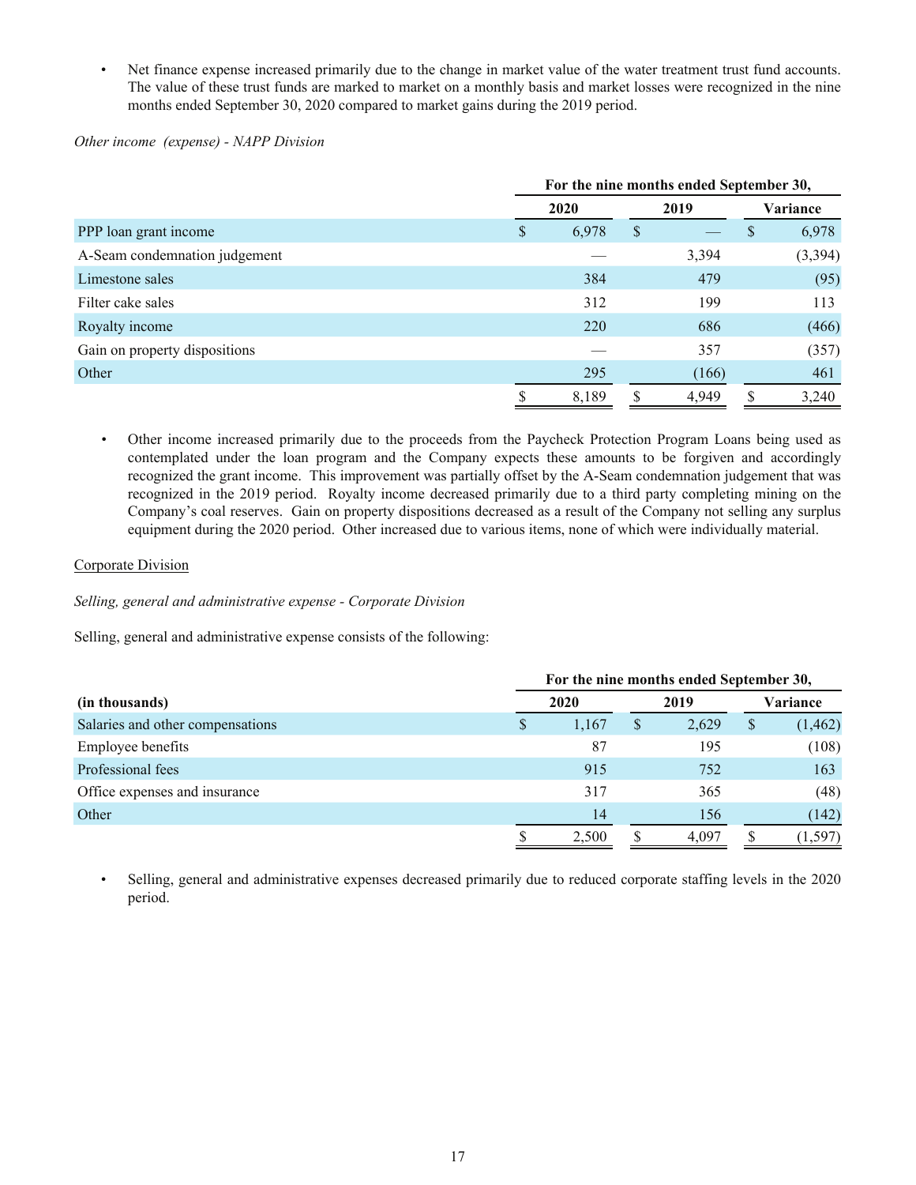- Net finance expense increased primarily due to the change in market value of the water treatment trust fund accounts. The value of these trust funds are marked to market on a monthly basis and market losses were recognized in the nine months ended September 30, 2020 compared to market gains during the 2019 period.

*Other income (expense) - NAPP Division*

| | For the nine months ended September 30, | | |
|---|---|---|---|
| | 2020 | 2019 | Variance |
| PPP loan grant income | $ 6,978 | $ — | $ 6,978 |
| A-Seam condemnation judgement | — | 3,394 | (3,394) |
| Limestone sales | 384 | 479 | (95) |
| Filter cake sales | 312 | 199 | 113 |
| Royalty income | 220 | 686 | (466) |
| Gain on property dispositions | — | 357 | (357) |
| Other | 295 | (166) | 461 |
| | $ 8,189 | $ 4,949 | $ 3,240 |

- Other income increased primarily due to the proceeds from the Paycheck Protection Program Loans being used as contemplated under the loan program and the Company expects these amounts to be forgiven and accordingly recognized the grant income. This improvement was partially offset by the A-Seam condemnation judgement that was recognized in the 2019 period. Royalty income decreased primarily due to a third party completing mining on the Company's coal reserves. Gain on property dispositions decreased as a result of the Company not selling any surplus equipment during the 2020 period. Other increased due to various items, none of which were individually material.

Corporate Division

*Selling, general and administrative expense - Corporate Division*

Selling, general and administrative expense consists of the following:

| | For the nine months ended September 30, | | |
|---|---|---|---|
| (in thousands) | 2020 | 2019 | Variance |
| Salaries and other compensations | $ 1,167 | $ 2,629 | $ (1,462) |
| Employee benefits | 87 | 195 | (108) |
| Professional fees | 915 | 752 | 163 |
| Office expenses and insurance | 317 | 365 | (48) |
| Other | 14 | 156 | (142) |
| | $ 2,500 | $ 4,097 | $ (1,597) |

- Selling, general and administrative expenses decreased primarily due to reduced corporate staffing levels in the 2020 period.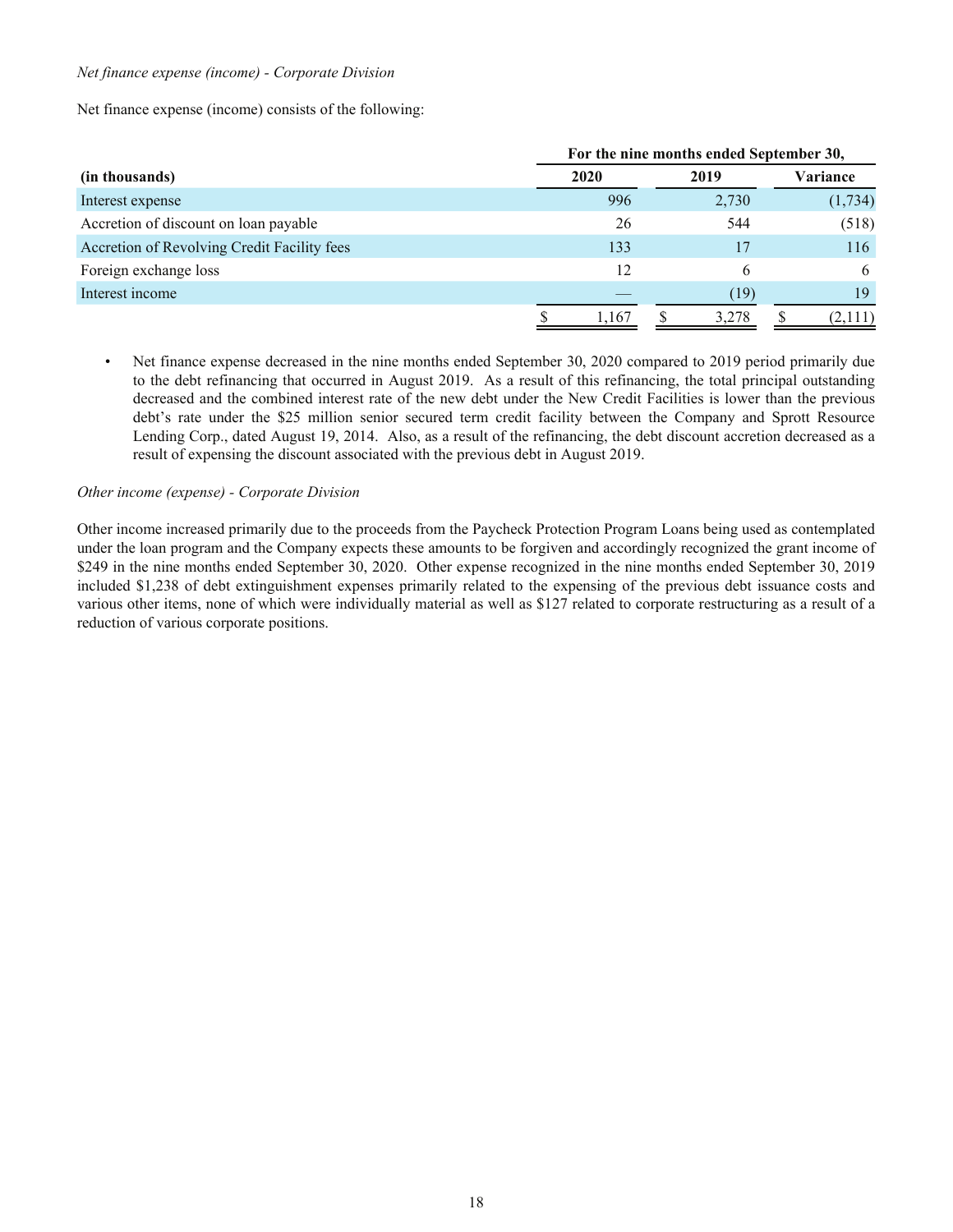*Net finance expense (income) - Corporate Division*

Net finance expense (income) consists of the following:

| | For the nine months ended September 30, | | |
|---|---|---|---|
| **(in thousands)** | **2020** | **2019** | **Variance** |
| Interest expense | 996 | 2,730 | (1,734) |
| Accretion of discount on loan payable | 26 | 544 | (518) |
| Accretion of Revolving Credit Facility fees | 133 | 17 | 116 |
| Foreign exchange loss | 12 | 6 | 6 |
| Interest income | — | (19) | 19 |
| | $ 1,167 | $ 3,278 | $ (2,111) |

- Net finance expense decreased in the nine months ended September 30, 2020 compared to 2019 period primarily due to the debt refinancing that occurred in August 2019. As a result of this refinancing, the total principal outstanding decreased and the combined interest rate of the new debt under the New Credit Facilities is lower than the previous debt's rate under the $25 million senior secured term credit facility between the Company and Sprott Resource Lending Corp., dated August 19, 2014. Also, as a result of the refinancing, the debt discount accretion decreased as a result of expensing the discount associated with the previous debt in August 2019.

*Other income (expense) - Corporate Division*

Other income increased primarily due to the proceeds from the Paycheck Protection Program Loans being used as contemplated under the loan program and the Company expects these amounts to be forgiven and accordingly recognized the grant income of $249 in the nine months ended September 30, 2020. Other expense recognized in the nine months ended September 30, 2019 included $1,238 of debt extinguishment expenses primarily related to the expensing of the previous debt issuance costs and various other items, none of which were individually material as well as $127 related to corporate restructuring as a result of a reduction of various corporate positions.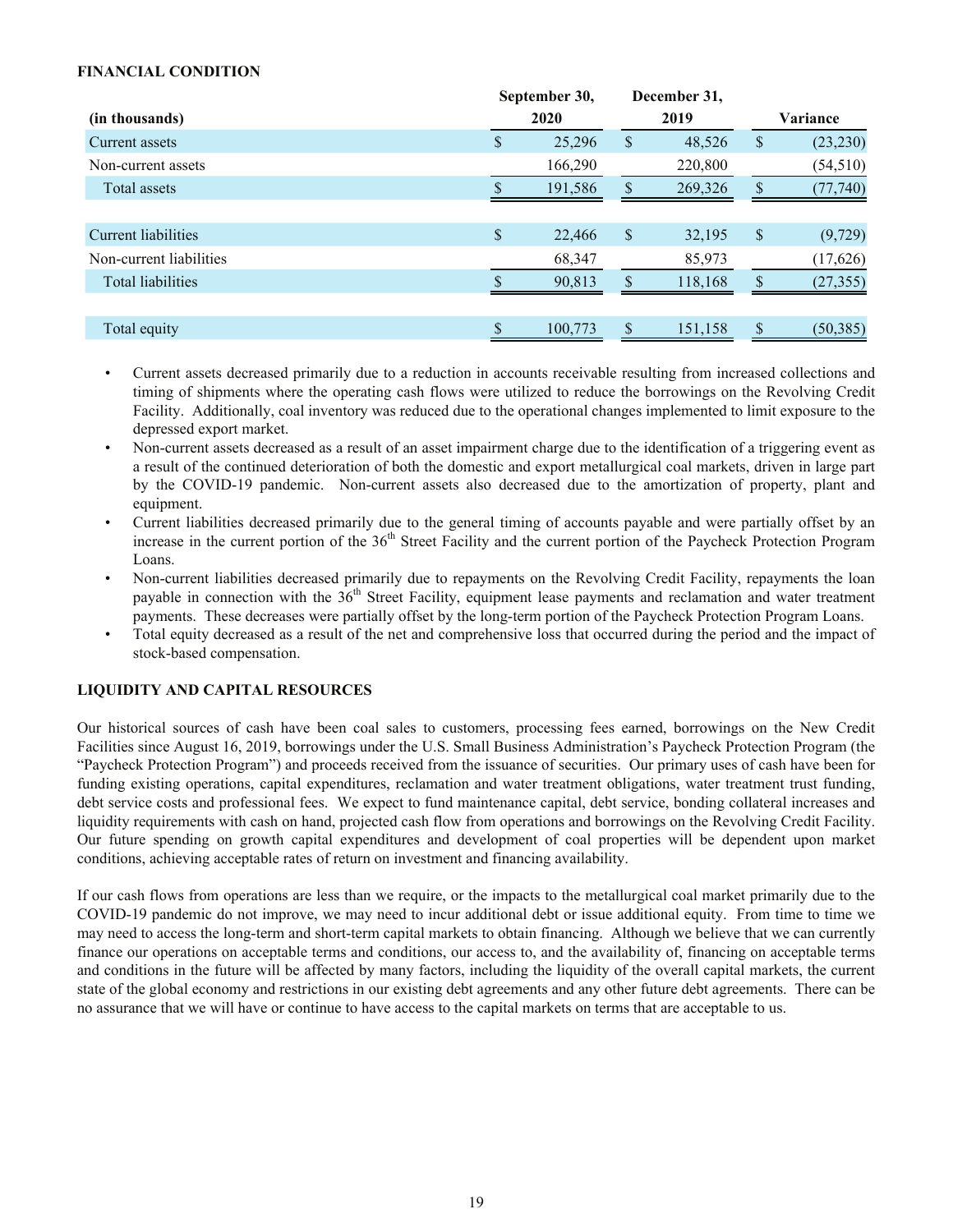**FINANCIAL CONDITION**

| (in thousands) | September 30, 2020 | December 31, 2019 | Variance |
|---|---|---|---|
| Current assets | $ 25,296 | $ 48,526 | $ (23,230) |
| Non-current assets | 166,290 | 220,800 | (54,510) |
| Total assets | $ 191,586 | $ 269,326 | $ (77,740) |
| | | | |
| Current liabilities | $ 22,466 | $ 32,195 | $ (9,729) |
| Non-current liabilities | 68,347 | 85,973 | (17,626) |
| Total liabilities | $ 90,813 | $ 118,168 | $ (27,355) |
| | | | |
| Total equity | $ 100,773 | $ 151,158 | $ (50,385) |

- Current assets decreased primarily due to a reduction in accounts receivable resulting from increased collections and timing of shipments where the operating cash flows were utilized to reduce the borrowings on the Revolving Credit Facility. Additionally, coal inventory was reduced due to the operational changes implemented to limit exposure to the depressed export market.
- Non-current assets decreased as a result of an asset impairment charge due to the identification of a triggering event as a result of the continued deterioration of both the domestic and export metallurgical coal markets, driven in large part by the COVID-19 pandemic. Non-current assets also decreased due to the amortization of property, plant and equipment.
- Current liabilities decreased primarily due to the general timing of accounts payable and were partially offset by an increase in the current portion of the 36th Street Facility and the current portion of the Paycheck Protection Program Loans.
- Non-current liabilities decreased primarily due to repayments on the Revolving Credit Facility, repayments the loan payable in connection with the 36th Street Facility, equipment lease payments and reclamation and water treatment payments. These decreases were partially offset by the long-term portion of the Paycheck Protection Program Loans.
- Total equity decreased as a result of the net and comprehensive loss that occurred during the period and the impact of stock-based compensation.

**LIQUIDITY AND CAPITAL RESOURCES**

Our historical sources of cash have been coal sales to customers, processing fees earned, borrowings on the New Credit Facilities since August 16, 2019, borrowings under the U.S. Small Business Administration's Paycheck Protection Program (the "Paycheck Protection Program") and proceeds received from the issuance of securities. Our primary uses of cash have been for funding existing operations, capital expenditures, reclamation and water treatment obligations, water treatment trust funding, debt service costs and professional fees. We expect to fund maintenance capital, debt service, bonding collateral increases and liquidity requirements with cash on hand, projected cash flow from operations and borrowings on the Revolving Credit Facility. Our future spending on growth capital expenditures and development of coal properties will be dependent upon market conditions, achieving acceptable rates of return on investment and financing availability.

If our cash flows from operations are less than we require, or the impacts to the metallurgical coal market primarily due to the COVID-19 pandemic do not improve, we may need to incur additional debt or issue additional equity. From time to time we may need to access the long-term and short-term capital markets to obtain financing. Although we believe that we can currently finance our operations on acceptable terms and conditions, our access to, and the availability of, financing on acceptable terms and conditions in the future will be affected by many factors, including the liquidity of the overall capital markets, the current state of the global economy and restrictions in our existing debt agreements and any other future debt agreements. There can be no assurance that we will have or continue to have access to the capital markets on terms that are acceptable to us.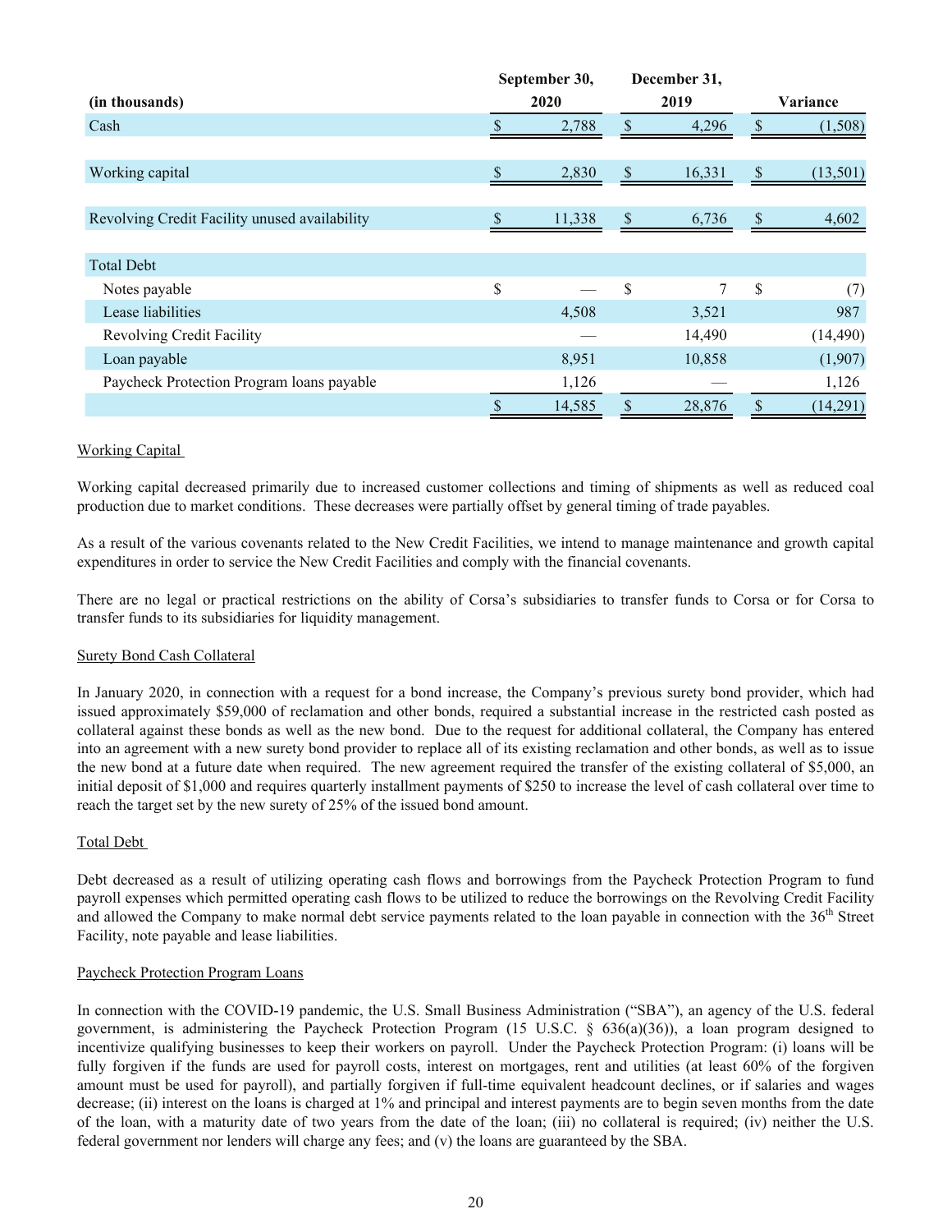| (in thousands) | September 30, 2020 | December 31, 2019 | Variance |
|---|---|---|---|
| Cash | $ 2,788 | $ 4,296 | $ (1,508) |
| Working capital | $ 2,830 | $ 16,331 | $ (13,501) |
| Revolving Credit Facility unused availability | $ 11,338 | $ 6,736 | $ 4,602 |
| Total Debt | | | |
| Notes payable | $ — | $ 7 | $ (7) |
| Lease liabilities | 4,508 | 3,521 | 987 |
| Revolving Credit Facility | — | 14,490 | (14,490) |
| Loan payable | 8,951 | 10,858 | (1,907) |
| Paycheck Protection Program loans payable | 1,126 | — | 1,126 |
| | $ 14,585 | $ 28,876 | $ (14,291) |

Working Capital

Working capital decreased primarily due to increased customer collections and timing of shipments as well as reduced coal production due to market conditions. These decreases were partially offset by general timing of trade payables.

As a result of the various covenants related to the New Credit Facilities, we intend to manage maintenance and growth capital expenditures in order to service the New Credit Facilities and comply with the financial covenants.

There are no legal or practical restrictions on the ability of Corsa's subsidiaries to transfer funds to Corsa or for Corsa to transfer funds to its subsidiaries for liquidity management.

Surety Bond Cash Collateral

In January 2020, in connection with a request for a bond increase, the Company's previous surety bond provider, which had issued approximately $59,000 of reclamation and other bonds, required a substantial increase in the restricted cash posted as collateral against these bonds as well as the new bond. Due to the request for additional collateral, the Company has entered into an agreement with a new surety bond provider to replace all of its existing reclamation and other bonds, as well as to issue the new bond at a future date when required. The new agreement required the transfer of the existing collateral of $5,000, an initial deposit of $1,000 and requires quarterly installment payments of $250 to increase the level of cash collateral over time to reach the target set by the new surety of 25% of the issued bond amount.

Total Debt

Debt decreased as a result of utilizing operating cash flows and borrowings from the Paycheck Protection Program to fund payroll expenses which permitted operating cash flows to be utilized to reduce the borrowings on the Revolving Credit Facility and allowed the Company to make normal debt service payments related to the loan payable in connection with the 36th Street Facility, note payable and lease liabilities.

Paycheck Protection Program Loans

In connection with the COVID-19 pandemic, the U.S. Small Business Administration ("SBA"), an agency of the U.S. federal government, is administering the Paycheck Protection Program (15 U.S.C. § 636(a)(36)), a loan program designed to incentivize qualifying businesses to keep their workers on payroll. Under the Paycheck Protection Program: (i) loans will be fully forgiven if the funds are used for payroll costs, interest on mortgages, rent and utilities (at least 60% of the forgiven amount must be used for payroll), and partially forgiven if full-time equivalent headcount declines, or if salaries and wages decrease; (ii) interest on the loans is charged at 1% and principal and interest payments are to begin seven months from the date of the loan, with a maturity date of two years from the date of the loan; (iii) no collateral is required; (iv) neither the U.S. federal government nor lenders will charge any fees; and (v) the loans are guaranteed by the SBA.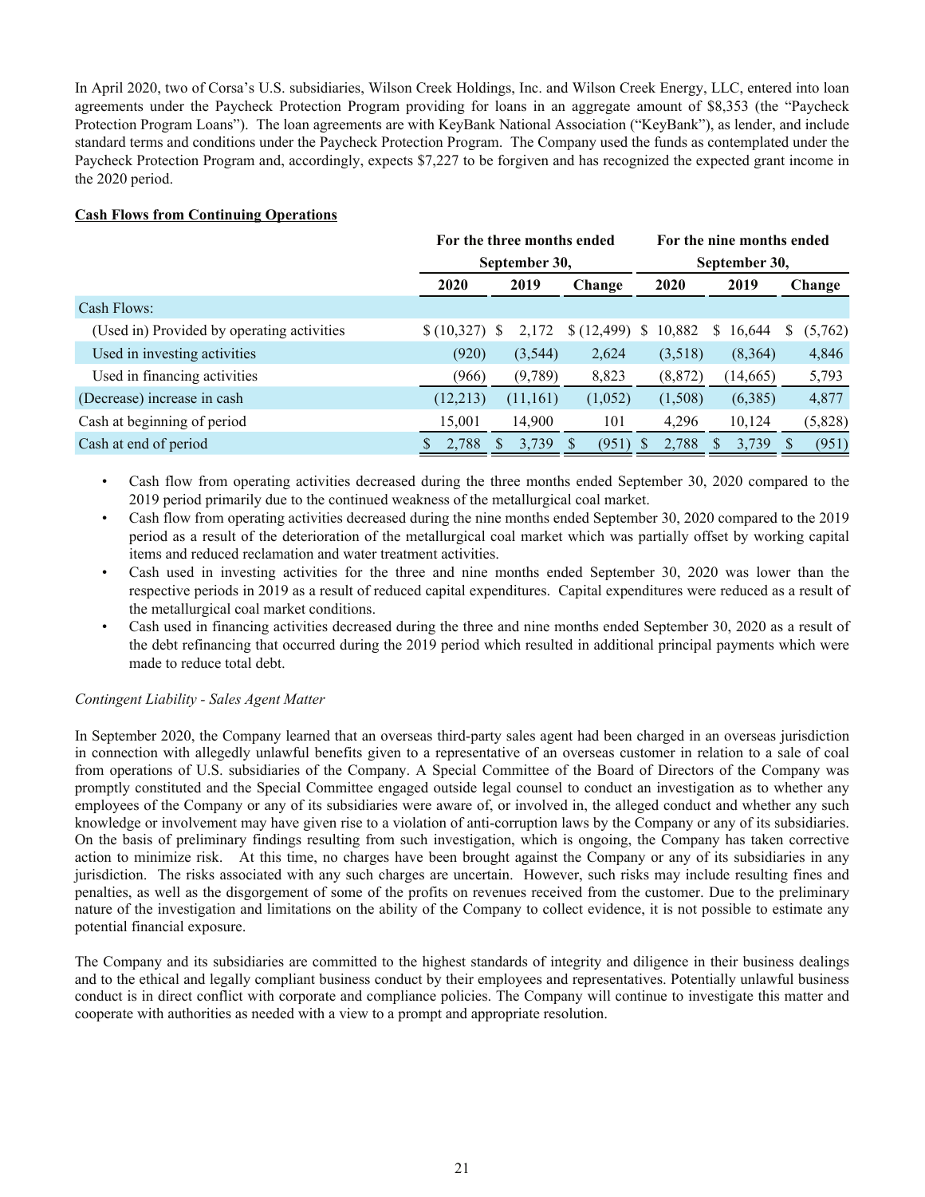In April 2020, two of Corsa's U.S. subsidiaries, Wilson Creek Holdings, Inc. and Wilson Creek Energy, LLC, entered into loan agreements under the Paycheck Protection Program providing for loans in an aggregate amount of $8,353 (the "Paycheck Protection Program Loans"). The loan agreements are with KeyBank National Association ("KeyBank"), as lender, and include standard terms and conditions under the Paycheck Protection Program. The Company used the funds as contemplated under the Paycheck Protection Program and, accordingly, expects $7,227 to be forgiven and has recognized the expected grant income in the 2020 period.

**Cash Flows from Continuing Operations**

| | For the three months ended September 30, | | | For the nine months ended September 30, | | |
|---|---|---|---|---|---|---|
| | 2020 | 2019 | Change | 2020 | 2019 | Change |
| Cash Flows: | | | | | | |
| (Used in) Provided by operating activities | $ (10,327) | $ 2,172 | $ (12,499) | $ 10,882 | $ 16,644 | $ (5,762) |
| Used in investing activities | (920) | (3,544) | 2,624 | (3,518) | (8,364) | 4,846 |
| Used in financing activities | (966) | (9,789) | 8,823 | (8,872) | (14,665) | 5,793 |
| (Decrease) increase in cash | (12,213) | (11,161) | (1,052) | (1,508) | (6,385) | 4,877 |
| Cash at beginning of period | 15,001 | 14,900 | 101 | 4,296 | 10,124 | (5,828) |
| Cash at end of period | $ 2,788 | $ 3,739 | $ (951) | $ 2,788 | $ 3,739 | $ (951) |

- Cash flow from operating activities decreased during the three months ended September 30, 2020 compared to the 2019 period primarily due to the continued weakness of the metallurgical coal market.
- Cash flow from operating activities decreased during the nine months ended September 30, 2020 compared to the 2019 period as a result of the deterioration of the metallurgical coal market which was partially offset by working capital items and reduced reclamation and water treatment activities.
- Cash used in investing activities for the three and nine months ended September 30, 2020 was lower than the respective periods in 2019 as a result of reduced capital expenditures. Capital expenditures were reduced as a result of the metallurgical coal market conditions.
- Cash used in financing activities decreased during the three and nine months ended September 30, 2020 as a result of the debt refinancing that occurred during the 2019 period which resulted in additional principal payments which were made to reduce total debt.

*Contingent Liability - Sales Agent Matter*

In September 2020, the Company learned that an overseas third-party sales agent had been charged in an overseas jurisdiction in connection with allegedly unlawful benefits given to a representative of an overseas customer in relation to a sale of coal from operations of U.S. subsidiaries of the Company. A Special Committee of the Board of Directors of the Company was promptly constituted and the Special Committee engaged outside legal counsel to conduct an investigation as to whether any employees of the Company or any of its subsidiaries were aware of, or involved in, the alleged conduct and whether any such knowledge or involvement may have given rise to a violation of anti-corruption laws by the Company or any of its subsidiaries. On the basis of preliminary findings resulting from such investigation, which is ongoing, the Company has taken corrective action to minimize risk. At this time, no charges have been brought against the Company or any of its subsidiaries in any jurisdiction. The risks associated with any such charges are uncertain. However, such risks may include resulting fines and penalties, as well as the disgorgement of some of the profits on revenues received from the customer. Due to the preliminary nature of the investigation and limitations on the ability of the Company to collect evidence, it is not possible to estimate any potential financial exposure.

The Company and its subsidiaries are committed to the highest standards of integrity and diligence in their business dealings and to the ethical and legally compliant business conduct by their employees and representatives. Potentially unlawful business conduct is in direct conflict with corporate and compliance policies. The Company will continue to investigate this matter and cooperate with authorities as needed with a view to a prompt and appropriate resolution.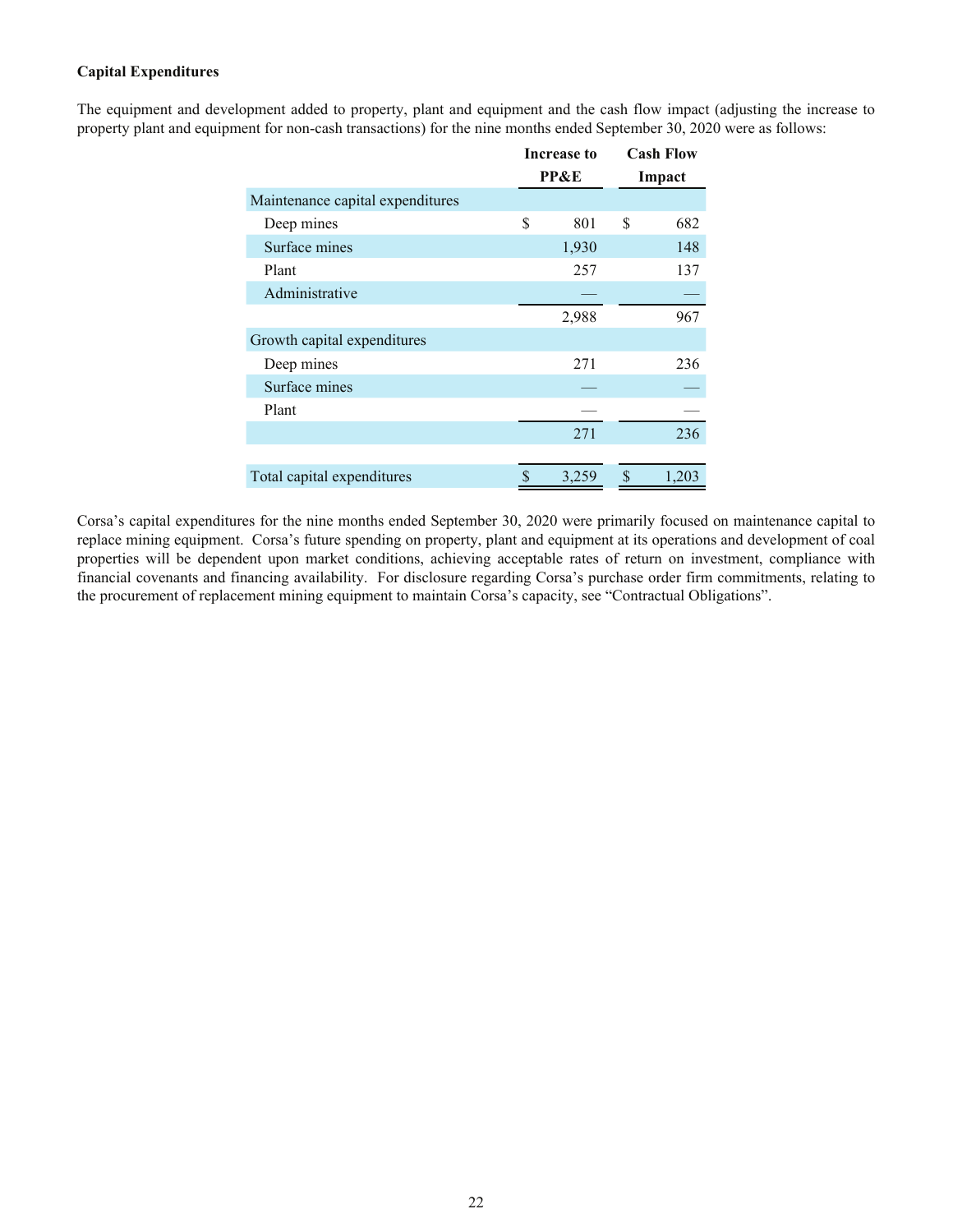**Capital Expenditures**

The equipment and development added to property, plant and equipment and the cash flow impact (adjusting the increase to property plant and equipment for non-cash transactions) for the nine months ended September 30, 2020 were as follows:

| | Increase to PP&E | Cash Flow Impact |
|---|---|---|
| Maintenance capital expenditures | | |
| Deep mines | $ 801 | $ 682 |
| Surface mines | 1,930 | 148 |
| Plant | 257 | 137 |
| Administrative | — | — |
| | 2,988 | 967 |
| Growth capital expenditures | | |
| Deep mines | 271 | 236 |
| Surface mines | — | — |
| Plant | — | — |
| | 271 | 236 |
| Total capital expenditures | $ 3,259 | $ 1,203 |

Corsa's capital expenditures for the nine months ended September 30, 2020 were primarily focused on maintenance capital to replace mining equipment. Corsa's future spending on property, plant and equipment at its operations and development of coal properties will be dependent upon market conditions, achieving acceptable rates of return on investment, compliance with financial covenants and financing availability. For disclosure regarding Corsa's purchase order firm commitments, relating to the procurement of replacement mining equipment to maintain Corsa's capacity, see "Contractual Obligations".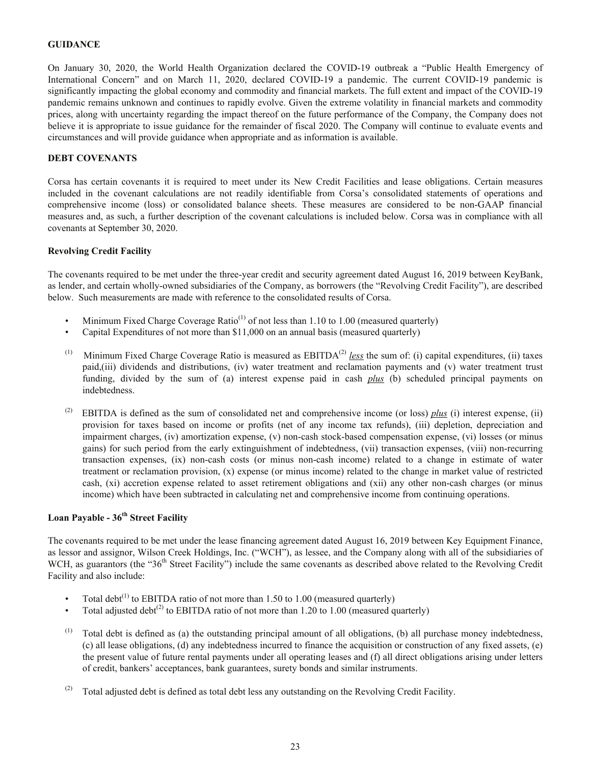## GUIDANCE

On January 30, 2020, the World Health Organization declared the COVID-19 outbreak a "Public Health Emergency of International Concern" and on March 11, 2020, declared COVID-19 a pandemic. The current COVID-19 pandemic is significantly impacting the global economy and commodity and financial markets. The full extent and impact of the COVID-19 pandemic remains unknown and continues to rapidly evolve. Given the extreme volatility in financial markets and commodity prices, along with uncertainty regarding the impact thereof on the future performance of the Company, the Company does not believe it is appropriate to issue guidance for the remainder of fiscal 2020. The Company will continue to evaluate events and circumstances and will provide guidance when appropriate and as information is available.

## DEBT COVENANTS

Corsa has certain covenants it is required to meet under its New Credit Facilities and lease obligations. Certain measures included in the covenant calculations are not readily identifiable from Corsa's consolidated statements of operations and comprehensive income (loss) or consolidated balance sheets. These measures are considered to be non-GAAP financial measures and, as such, a further description of the covenant calculations is included below. Corsa was in compliance with all covenants at September 30, 2020.

### Revolving Credit Facility

The covenants required to be met under the three-year credit and security agreement dated August 16, 2019 between KeyBank, as lender, and certain wholly-owned subsidiaries of the Company, as borrowers (the "Revolving Credit Facility"), are described below. Such measurements are made with reference to the consolidated results of Corsa.

- Minimum Fixed Charge Coverage Ratio[1] of not less than 1.10 to 1.00 (measured quarterly)
- Capital Expenditures of not more than $11,000 on an annual basis (measured quarterly)

(1) Minimum Fixed Charge Coverage Ratio is measured as EBITDA[2] *less* the sum of: (i) capital expenditures, (ii) taxes paid,(iii) dividends and distributions, (iv) water treatment and reclamation payments and (v) water treatment trust funding, divided by the sum of (a) interest expense paid in cash *plus* (b) scheduled principal payments on indebtedness.

(2) EBITDA is defined as the sum of consolidated net and comprehensive income (or loss) *plus* (i) interest expense, (ii) provision for taxes based on income or profits (net of any income tax refunds), (iii) depletion, depreciation and impairment charges, (iv) amortization expense, (v) non-cash stock-based compensation expense, (vi) losses (or minus gains) for such period from the early extinguishment of indebtedness, (vii) transaction expenses, (viii) non-recurring transaction expenses, (ix) non-cash costs (or minus non-cash income) related to a change in estimate of water treatment or reclamation provision, (x) expense (or minus income) related to the change in market value of restricted cash, (xi) accretion expense related to asset retirement obligations and (xii) any other non-cash charges (or minus income) which have been subtracted in calculating net and comprehensive income from continuing operations.

### Loan Payable - 36th Street Facility

The covenants required to be met under the lease financing agreement dated August 16, 2019 between Key Equipment Finance, as lessor and assignor, Wilson Creek Holdings, Inc. ("WCH"), as lessee, and the Company along with all of the subsidiaries of WCH, as guarantors (the "36th Street Facility") include the same covenants as described above related to the Revolving Credit Facility and also include:

- Total debt[1] to EBITDA ratio of not more than 1.50 to 1.00 (measured quarterly)
- Total adjusted debt[2] to EBITDA ratio of not more than 1.20 to 1.00 (measured quarterly)

(1) Total debt is defined as (a) the outstanding principal amount of all obligations, (b) all purchase money indebtedness, (c) all lease obligations, (d) any indebtedness incurred to finance the acquisition or construction of any fixed assets, (e) the present value of future rental payments under all operating leases and (f) all direct obligations arising under letters of credit, bankers' acceptances, bank guarantees, surety bonds and similar instruments.

(2) Total adjusted debt is defined as total debt less any outstanding on the Revolving Credit Facility.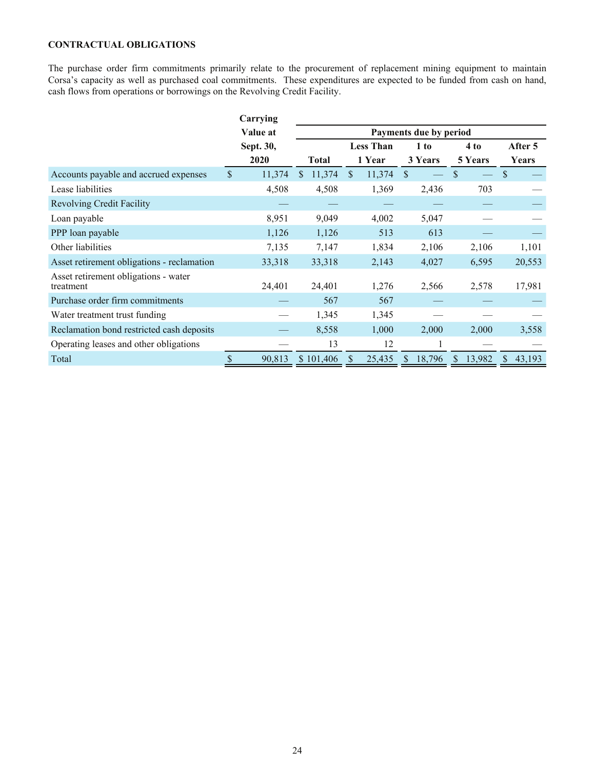**CONTRACTUAL OBLIGATIONS**

The purchase order firm commitments primarily relate to the procurement of replacement mining equipment to maintain Corsa's capacity as well as purchased coal commitments. These expenditures are expected to be funded from cash on hand, cash flows from operations or borrowings on the Revolving Credit Facility.

| | Carrying Value at Sept. 30, 2020 | Payments due by period | | | | |
|---|---|---|---|---|---|---|
| | | Total | Less Than 1 Year | 1 to 3 Years | 4 to 5 Years | After 5 Years |
| Accounts payable and accrued expenses | $ 11,374 | $ 11,374 | $ 11,374 | $ — | $ — | $ — |
| Lease liabilities | 4,508 | 4,508 | 1,369 | 2,436 | 703 | — |
| Revolving Credit Facility | — | — | — | — | — | — |
| Loan payable | 8,951 | 9,049 | 4,002 | 5,047 | — | — |
| PPP loan payable | 1,126 | 1,126 | 513 | 613 | — | — |
| Other liabilities | 7,135 | 7,147 | 1,834 | 2,106 | 2,106 | 1,101 |
| Asset retirement obligations - reclamation | 33,318 | 33,318 | 2,143 | 4,027 | 6,595 | 20,553 |
| Asset retirement obligations - water treatment | 24,401 | 24,401 | 1,276 | 2,566 | 2,578 | 17,981 |
| Purchase order firm commitments | — | 567 | 567 | — | — | — |
| Water treatment trust funding | — | 1,345 | 1,345 | — | — | — |
| Reclamation bond restricted cash deposits | — | 8,558 | 1,000 | 2,000 | 2,000 | 3,558 |
| Operating leases and other obligations | — | 13 | 12 | 1 | — | — |
| Total | $ 90,813 | $ 101,406 | $ 25,435 | $ 18,796 | $ 13,982 | $ 43,193 |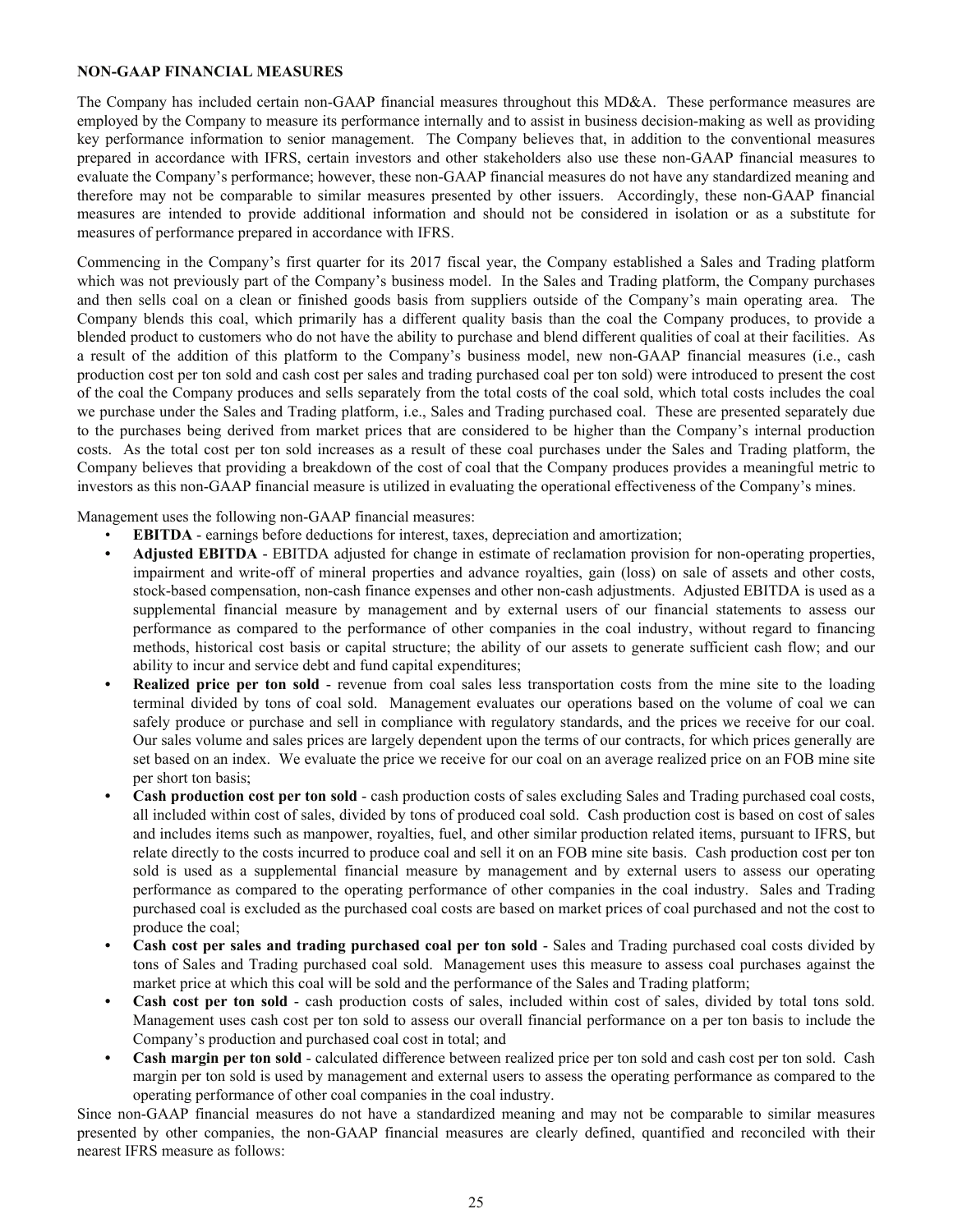## NON-GAAP FINANCIAL MEASURES

The Company has included certain non-GAAP financial measures throughout this MD&A. These performance measures are employed by the Company to measure its performance internally and to assist in business decision-making as well as providing key performance information to senior management. The Company believes that, in addition to the conventional measures prepared in accordance with IFRS, certain investors and other stakeholders also use these non-GAAP financial measures to evaluate the Company's performance; however, these non-GAAP financial measures do not have any standardized meaning and therefore may not be comparable to similar measures presented by other issuers. Accordingly, these non-GAAP financial measures are intended to provide additional information and should not be considered in isolation or as a substitute for measures of performance prepared in accordance with IFRS.

Commencing in the Company's first quarter for its 2017 fiscal year, the Company established a Sales and Trading platform which was not previously part of the Company's business model. In the Sales and Trading platform, the Company purchases and then sells coal on a clean or finished goods basis from suppliers outside of the Company's main operating area. The Company blends this coal, which primarily has a different quality basis than the coal the Company produces, to provide a blended product to customers who do not have the ability to purchase and blend different qualities of coal at their facilities. As a result of the addition of this platform to the Company's business model, new non-GAAP financial measures (i.e., cash production cost per ton sold and cash cost per sales and trading purchased coal per ton sold) were introduced to present the cost of the coal the Company produces and sells separately from the total costs of the coal sold, which total costs includes the coal we purchase under the Sales and Trading platform, i.e., Sales and Trading purchased coal. These are presented separately due to the purchases being derived from market prices that are considered to be higher than the Company's internal production costs. As the total cost per ton sold increases as a result of these coal purchases under the Sales and Trading platform, the Company believes that providing a breakdown of the cost of coal that the Company produces provides a meaningful metric to investors as this non-GAAP financial measure is utilized in evaluating the operational effectiveness of the Company's mines.

Management uses the following non-GAAP financial measures:

- **EBITDA** - earnings before deductions for interest, taxes, depreciation and amortization;
- **Adjusted EBITDA** - EBITDA adjusted for change in estimate of reclamation provision for non-operating properties, impairment and write-off of mineral properties and advance royalties, gain (loss) on sale of assets and other costs, stock-based compensation, non-cash finance expenses and other non-cash adjustments. Adjusted EBITDA is used as a supplemental financial measure by management and by external users of our financial statements to assess our performance as compared to the performance of other companies in the coal industry, without regard to financing methods, historical cost basis or capital structure; the ability of our assets to generate sufficient cash flow; and our ability to incur and service debt and fund capital expenditures;
- **Realized price per ton sold** - revenue from coal sales less transportation costs from the mine site to the loading terminal divided by tons of coal sold. Management evaluates our operations based on the volume of coal we can safely produce or purchase and sell in compliance with regulatory standards, and the prices we receive for our coal. Our sales volume and sales prices are largely dependent upon the terms of our contracts, for which prices generally are set based on an index. We evaluate the price we receive for our coal on an average realized price on an FOB mine site per short ton basis;
- **Cash production cost per ton sold** - cash production costs of sales excluding Sales and Trading purchased coal costs, all included within cost of sales, divided by tons of produced coal sold. Cash production cost is based on cost of sales and includes items such as manpower, royalties, fuel, and other similar production related items, pursuant to IFRS, but relate directly to the costs incurred to produce coal and sell it on an FOB mine site basis. Cash production cost per ton sold is used as a supplemental financial measure by management and by external users to assess our operating performance as compared to the operating performance of other companies in the coal industry. Sales and Trading purchased coal is excluded as the purchased coal costs are based on market prices of coal purchased and not the cost to produce the coal;
- **Cash cost per sales and trading purchased coal per ton sold** - Sales and Trading purchased coal costs divided by tons of Sales and Trading purchased coal sold. Management uses this measure to assess coal purchases against the market price at which this coal will be sold and the performance of the Sales and Trading platform;
- **Cash cost per ton sold** - cash production costs of sales, included within cost of sales, divided by total tons sold. Management uses cash cost per ton sold to assess our overall financial performance on a per ton basis to include the Company's production and purchased coal cost in total; and
- **Cash margin per ton sold** - calculated difference between realized price per ton sold and cash cost per ton sold. Cash margin per ton sold is used by management and external users to assess the operating performance as compared to the operating performance of other coal companies in the coal industry.

Since non-GAAP financial measures do not have a standardized meaning and may not be comparable to similar measures presented by other companies, the non-GAAP financial measures are clearly defined, quantified and reconciled with their nearest IFRS measure as follows: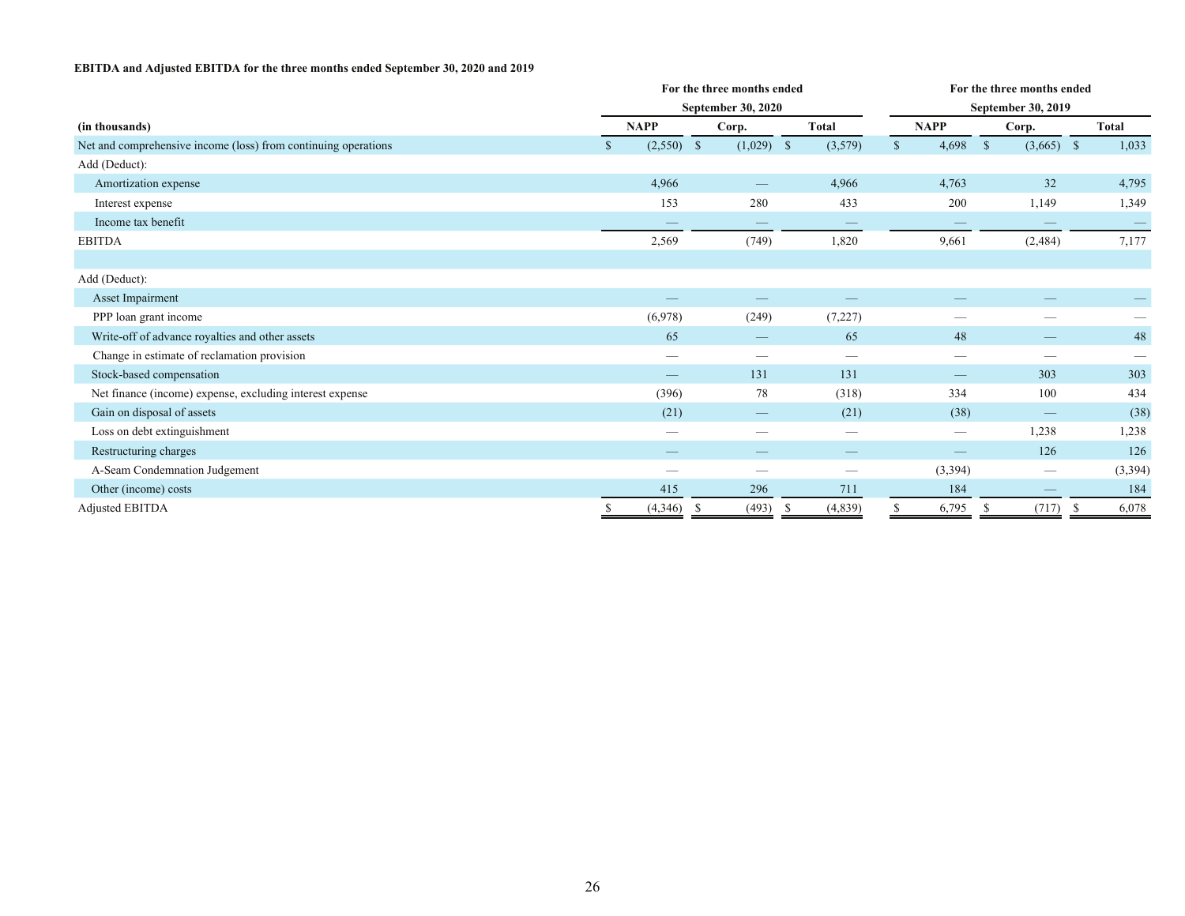**EBITDA and Adjusted EBITDA for the three months ended September 30, 2020 and 2019**

| | For the three months ended September 30, 2020 | | | For the three months ended September 30, 2019 | | |
|---|---|---|---|---|---|---|
| **(in thousands)** | **NAPP** | **Corp.** | **Total** | **NAPP** | **Corp.** | **Total** |
| Net and comprehensive income (loss) from continuing operations | $ (2,550) | $ (1,029) | $ (3,579) | $ 4,698 | $ (3,665) | $ 1,033 |
| Add (Deduct): | | | | | | |
| Amortization expense | 4,966 | — | 4,966 | 4,763 | 32 | 4,795 |
| Interest expense | 153 | 280 | 433 | 200 | 1,149 | 1,349 |
| Income tax benefit | — | — | — | — | — | — |
| EBITDA | 2,569 | (749) | 1,820 | 9,661 | (2,484) | 7,177 |
| | | | | | | |
| Add (Deduct): | | | | | | |
| Asset Impairment | — | — | — | — | — | — |
| PPP loan grant income | (6,978) | (249) | (7,227) | — | — | — |
| Write-off of advance royalties and other assets | 65 | — | 65 | 48 | — | 48 |
| Change in estimate of reclamation provision | — | — | — | — | — | — |
| Stock-based compensation | — | 131 | 131 | — | 303 | 303 |
| Net finance (income) expense, excluding interest expense | (396) | 78 | (318) | 334 | 100 | 434 |
| Gain on disposal of assets | (21) | — | (21) | (38) | — | (38) |
| Loss on debt extinguishment | — | — | — | — | 1,238 | 1,238 |
| Restructuring charges | — | — | — | — | 126 | 126 |
| A-Seam Condemnation Judgement | — | — | — | (3,394) | — | (3,394) |
| Other (income) costs | 415 | 296 | 711 | 184 | — | 184 |
| Adjusted EBITDA | $ (4,346) | $ (493) | $ (4,839) | $ 6,795 | $ (717) | $ 6,078 |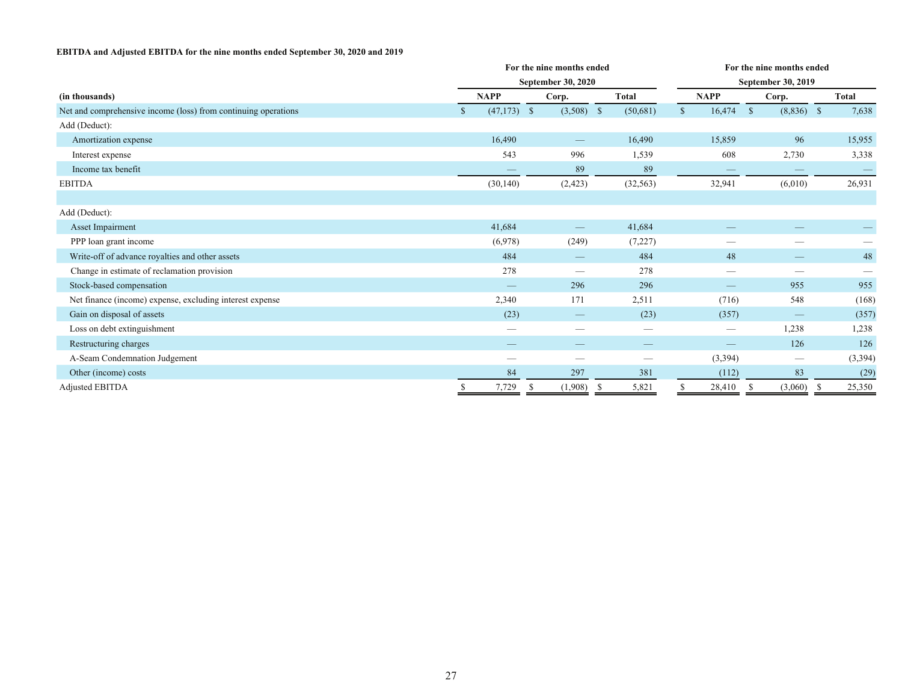**EBITDA and Adjusted EBITDA for the nine months ended September 30, 2020 and 2019**

| | For the nine months ended September 30, 2020 | | | For the nine months ended September 30, 2019 | | |
|---|---|---|---|---|---|---|
| **(in thousands)** | **NAPP** | **Corp.** | **Total** | **NAPP** | **Corp.** | **Total** |
| Net and comprehensive income (loss) from continuing operations | $ (47,173) | $ (3,508) | $ (50,681) | $ 16,474 | $ (8,836) | $ 7,638 |
| Add (Deduct): | | | | | | |
| Amortization expense | 16,490 | — | 16,490 | 15,859 | 96 | 15,955 |
| Interest expense | 543 | 996 | 1,539 | 608 | 2,730 | 3,338 |
| Income tax benefit | — | 89 | 89 | — | — | — |
| EBITDA | (30,140) | (2,423) | (32,563) | 32,941 | (6,010) | 26,931 |
| | | | | | | |
| Add (Deduct): | | | | | | |
| Asset Impairment | 41,684 | — | 41,684 | — | — | — |
| PPP loan grant income | (6,978) | (249) | (7,227) | — | — | — |
| Write-off of advance royalties and other assets | 484 | — | 484 | 48 | — | 48 |
| Change in estimate of reclamation provision | 278 | — | 278 | — | — | — |
| Stock-based compensation | — | 296 | 296 | — | 955 | 955 |
| Net finance (income) expense, excluding interest expense | 2,340 | 171 | 2,511 | (716) | 548 | (168) |
| Gain on disposal of assets | (23) | — | (23) | (357) | — | (357) |
| Loss on debt extinguishment | — | — | — | — | 1,238 | 1,238 |
| Restructuring charges | — | — | — | — | 126 | 126 |
| A-Seam Condemnation Judgement | — | — | — | (3,394) | — | (3,394) |
| Other (income) costs | 84 | 297 | 381 | (112) | 83 | (29) |
| Adjusted EBITDA | $ 7,729 | $ (1,908) | $ 5,821 | $ 28,410 | $ (3,060) | $ 25,350 |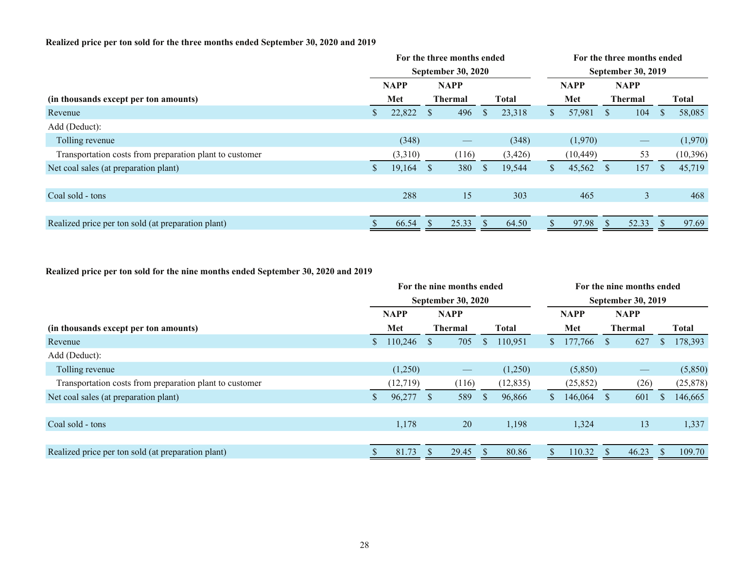**Realized price per ton sold for the three months ended September 30, 2020 and 2019**

| | For the three months ended September 30, 2020 | | | For the three months ended September 30, 2019 | | |
|---|---|---|---|---|---|---|
| (in thousands except per ton amounts) | NAPP Met | NAPP Thermal | Total | NAPP Met | NAPP Thermal | Total |
| Revenue | $ 22,822 | $ 496 | $ 23,318 | $ 57,981 | $ 104 | $ 58,085 |
| Add (Deduct): | | | | | | |
| Tolling revenue | (348) | — | (348) | (1,970) | — | (1,970) |
| Transportation costs from preparation plant to customer | (3,310) | (116) | (3,426) | (10,449) | 53 | (10,396) |
| Net coal sales (at preparation plant) | $ 19,164 | $ 380 | $ 19,544 | $ 45,562 | $ 157 | $ 45,719 |
| | | | | | | |
| Coal sold - tons | 288 | 15 | 303 | 465 | 3 | 468 |
| | | | | | | |
| Realized price per ton sold (at preparation plant) | $ 66.54 | $ 25.33 | $ 64.50 | $ 97.98 | $ 52.33 | $ 97.69 |

**Realized price per ton sold for the nine months ended September 30, 2020 and 2019**

| | For the nine months ended September 30, 2020 | | | For the nine months ended September 30, 2019 | | |
|---|---|---|---|---|---|---|
| (in thousands except per ton amounts) | NAPP Met | NAPP Thermal | Total | NAPP Met | NAPP Thermal | Total |
| Revenue | $ 110,246 | $ 705 | $ 110,951 | $ 177,766 | $ 627 | $ 178,393 |
| Add (Deduct): | | | | | | |
| Tolling revenue | (1,250) | — | (1,250) | (5,850) | — | (5,850) |
| Transportation costs from preparation plant to customer | (12,719) | (116) | (12,835) | (25,852) | (26) | (25,878) |
| Net coal sales (at preparation plant) | $ 96,277 | $ 589 | $ 96,866 | $ 146,064 | $ 601 | $ 146,665 |
| | | | | | | |
| Coal sold - tons | 1,178 | 20 | 1,198 | 1,324 | 13 | 1,337 |
| | | | | | | |
| Realized price per ton sold (at preparation plant) | $ 81.73 | $ 29.45 | $ 80.86 | $ 110.32 | $ 46.23 | $ 109.70 |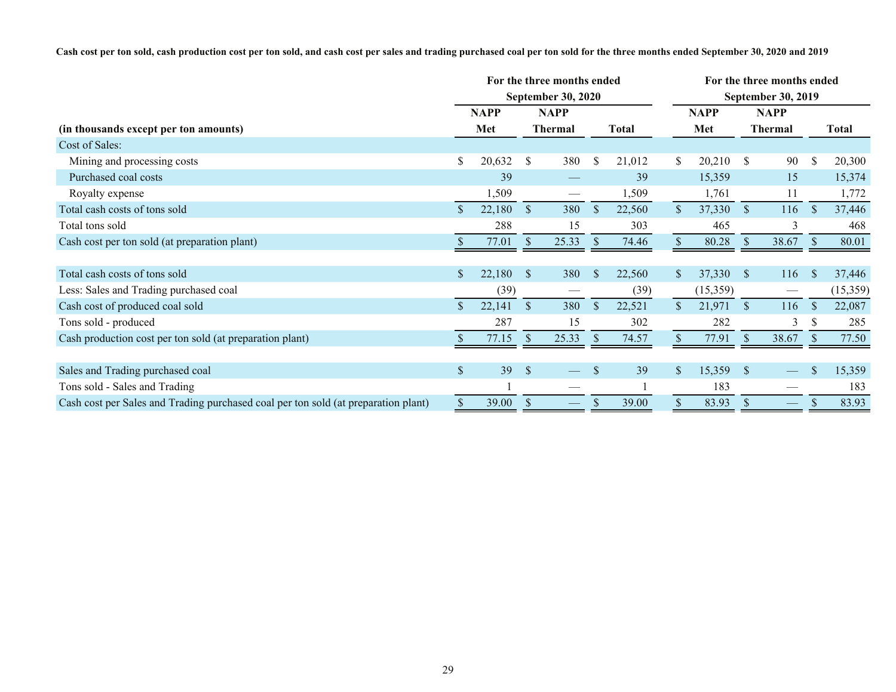**Cash cost per ton sold, cash production cost per ton sold, and cash cost per sales and trading purchased coal per ton sold for the three months ended September 30, 2020 and 2019**

| | For the three months ended September 30, 2020 | | | For the three months ended September 30, 2019 | | |
|---|---|---|---|---|---|---|
| (in thousands except per ton amounts) | NAPP Met | NAPP Thermal | Total | NAPP Met | NAPP Thermal | Total |
| Cost of Sales: | | | | | | |
| Mining and processing costs | $ 20,632 | $ 380 | $ 21,012 | $ 20,210 | $ 90 | $ 20,300 |
| Purchased coal costs | 39 | — | 39 | 15,359 | 15 | 15,374 |
| Royalty expense | 1,509 | — | 1,509 | 1,761 | 11 | 1,772 |
| Total cash costs of tons sold | $ 22,180 | $ 380 | $ 22,560 | $ 37,330 | $ 116 | $ 37,446 |
| Total tons sold | 288 | 15 | 303 | 465 | 3 | 468 |
| Cash cost per ton sold (at preparation plant) | $ 77.01 | $ 25.33 | $ 74.46 | $ 80.28 | $ 38.67 | $ 80.01 |
| | | | | | | |
| Total cash costs of tons sold | $ 22,180 | $ 380 | $ 22,560 | $ 37,330 | $ 116 | $ 37,446 |
| Less: Sales and Trading purchased coal | (39) | — | (39) | (15,359) | — | (15,359) |
| Cash cost of produced coal sold | $ 22,141 | $ 380 | $ 22,521 | $ 21,971 | $ 116 | $ 22,087 |
| Tons sold - produced | 287 | 15 | 302 | 282 | 3 | $ 285 |
| Cash production cost per ton sold (at preparation plant) | $ 77.15 | $ 25.33 | $ 74.57 | $ 77.91 | $ 38.67 | $ 77.50 |
| | | | | | | |
| Sales and Trading purchased coal | $ 39 | $ — | $ 39 | $ 15,359 | $ — | $ 15,359 |
| Tons sold - Sales and Trading | 1 | — | 1 | 183 | — | 183 |
| Cash cost per Sales and Trading purchased coal per ton sold (at preparation plant) | $ 39.00 | $ — | $ 39.00 | $ 83.93 | $ — | $ 83.93 |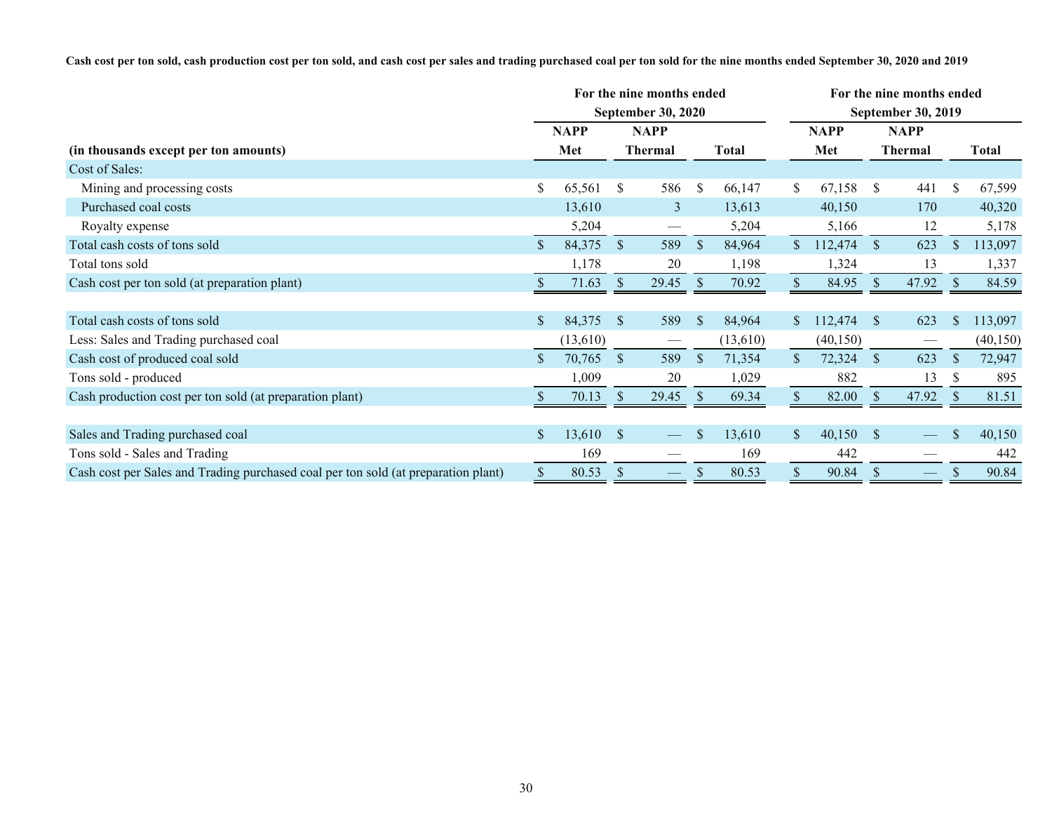**Cash cost per ton sold, cash production cost per ton sold, and cash cost per sales and trading purchased coal per ton sold for the nine months ended September 30, 2020 and 2019**

| | For the nine months ended September 30, 2020 | | | For the nine months ended September 30, 2019 | | |
|---|---|---|---|---|---|---|
| (in thousands except per ton amounts) | NAPP Met | NAPP Thermal | Total | NAPP Met | NAPP Thermal | Total |
| Cost of Sales: | | | | | | |
| Mining and processing costs | $ 65,561 | $ 586 | $ 66,147 | $ 67,158 | $ 441 | $ 67,599 |
| Purchased coal costs | 13,610 | 3 | 13,613 | 40,150 | 170 | 40,320 |
| Royalty expense | 5,204 | — | 5,204 | 5,166 | 12 | 5,178 |
| Total cash costs of tons sold | $ 84,375 | $ 589 | $ 84,964 | $ 112,474 | $ 623 | $ 113,097 |
| Total tons sold | 1,178 | 20 | 1,198 | 1,324 | 13 | 1,337 |
| Cash cost per ton sold (at preparation plant) | $ 71.63 | $ 29.45 | $ 70.92 | $ 84.95 | $ 47.92 | $ 84.59 |
| | | | | | | |
| Total cash costs of tons sold | $ 84,375 | $ 589 | $ 84,964 | $ 112,474 | $ 623 | $ 113,097 |
| Less: Sales and Trading purchased coal | (13,610) | — | (13,610) | (40,150) | — | (40,150) |
| Cash cost of produced coal sold | $ 70,765 | $ 589 | $ 71,354 | $ 72,324 | $ 623 | $ 72,947 |
| Tons sold - produced | 1,009 | 20 | 1,029 | 882 | 13 | $ 895 |
| Cash production cost per ton sold (at preparation plant) | $ 70.13 | $ 29.45 | $ 69.34 | $ 82.00 | $ 47.92 | $ 81.51 |
| | | | | | | |
| Sales and Trading purchased coal | $ 13,610 | $ — | $ 13,610 | $ 40,150 | $ — | $ 40,150 |
| Tons sold - Sales and Trading | 169 | — | 169 | 442 | — | 442 |
| Cash cost per Sales and Trading purchased coal per ton sold (at preparation plant) | $ 80.53 | $ — | $ 80.53 | $ 90.84 | $ — | $ 90.84 |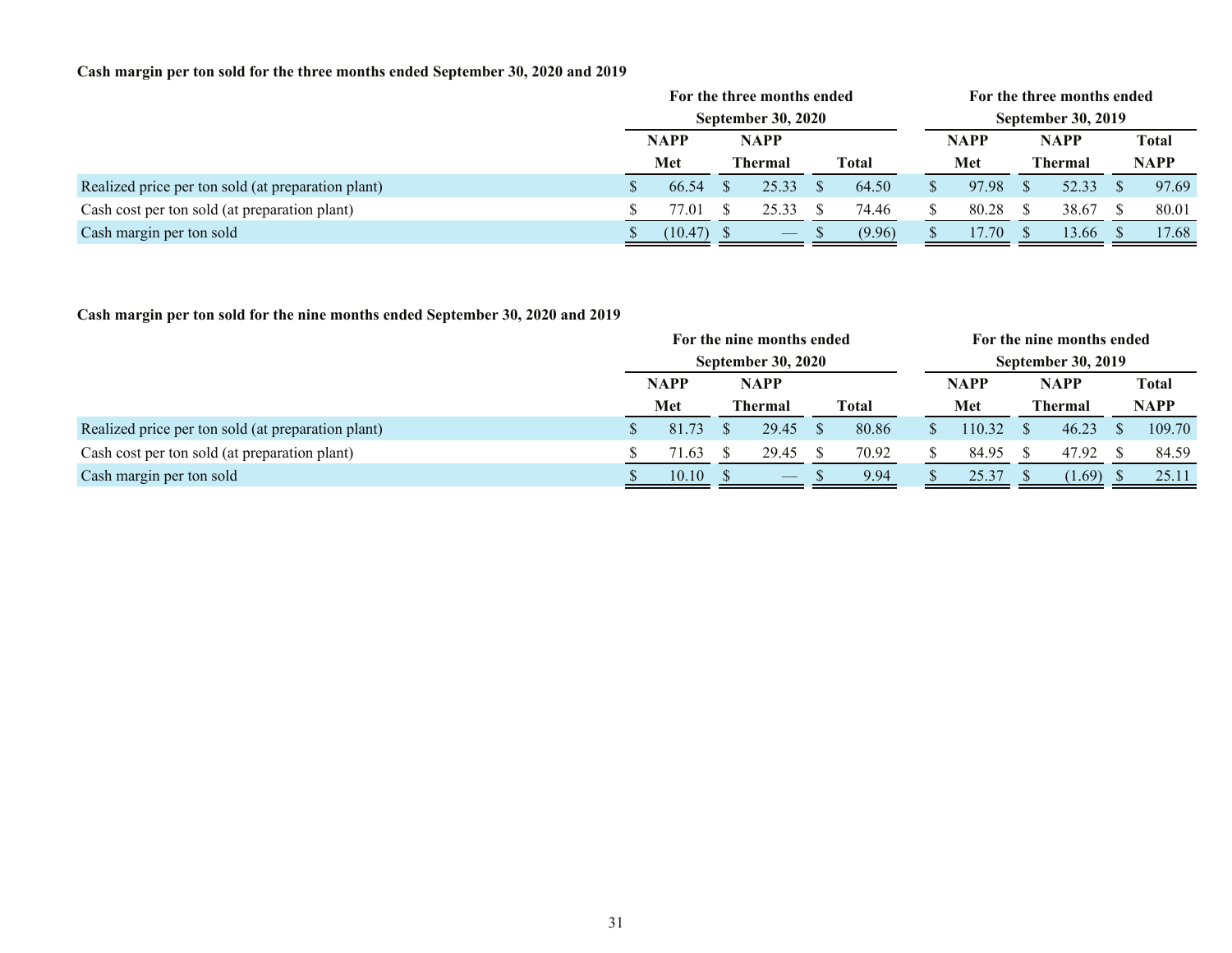**Cash margin per ton sold for the three months ended September 30, 2020 and 2019**

| | For the three months ended September 30, 2020 | | | For the three months ended September 30, 2019 | | |
|---|---|---|---|---|---|---|
| | NAPP Met | NAPP Thermal | Total | NAPP Met | NAPP Thermal | Total NAPP |
| Realized price per ton sold (at preparation plant) | $ 66.54 | $ 25.33 | $ 64.50 | $ 97.98 | $ 52.33 | $ 97.69 |
| Cash cost per ton sold (at preparation plant) | $ 77.01 | $ 25.33 | $ 74.46 | $ 80.28 | $ 38.67 | $ 80.01 |
| Cash margin per ton sold | $ (10.47) | $ — | $ (9.96) | $ 17.70 | $ 13.66 | $ 17.68 |

**Cash margin per ton sold for the nine months ended September 30, 2020 and 2019**

| | For the nine months ended September 30, 2020 | | | For the nine months ended September 30, 2019 | | |
|---|---|---|---|---|---|---|
| | NAPP Met | NAPP Thermal | Total | NAPP Met | NAPP Thermal | Total NAPP |
| Realized price per ton sold (at preparation plant) | $ 81.73 | $ 29.45 | $ 80.86 | $ 110.32 | $ 46.23 | $ 109.70 |
| Cash cost per ton sold (at preparation plant) | $ 71.63 | $ 29.45 | $ 70.92 | $ 84.95 | $ 47.92 | $ 84.59 |
| Cash margin per ton sold | $ 10.10 | $ — | $ 9.94 | $ 25.37 | $ (1.69) | $ 25.11 |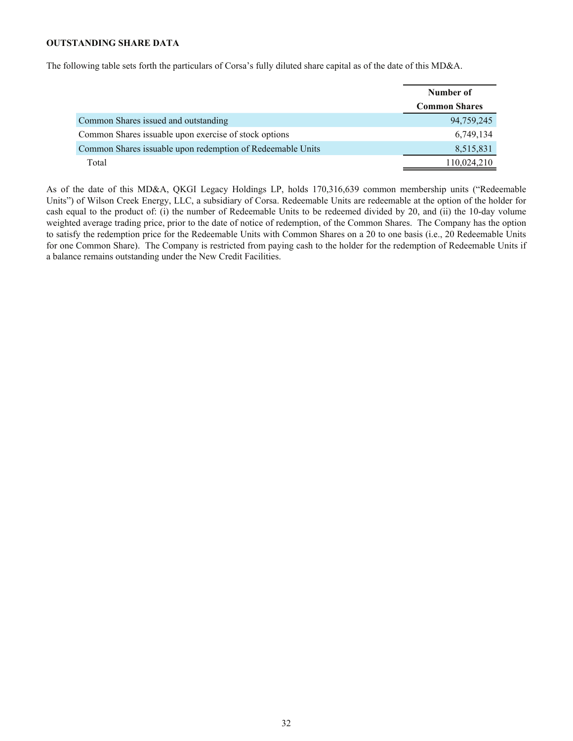**OUTSTANDING SHARE DATA**

The following table sets forth the particulars of Corsa's fully diluted share capital as of the date of this MD&A.

| | Number of Common Shares |
|---|---|
| Common Shares issued and outstanding | 94,759,245 |
| Common Shares issuable upon exercise of stock options | 6,749,134 |
| Common Shares issuable upon redemption of Redeemable Units | 8,515,831 |
| Total | 110,024,210 |

As of the date of this MD&A, QKGI Legacy Holdings LP, holds 170,316,639 common membership units ("Redeemable Units") of Wilson Creek Energy, LLC, a subsidiary of Corsa. Redeemable Units are redeemable at the option of the holder for cash equal to the product of: (i) the number of Redeemable Units to be redeemed divided by 20, and (ii) the 10-day volume weighted average trading price, prior to the date of notice of redemption, of the Common Shares. The Company has the option to satisfy the redemption price for the Redeemable Units with Common Shares on a 20 to one basis (i.e., 20 Redeemable Units for one Common Share). The Company is restricted from paying cash to the holder for the redemption of Redeemable Units if a balance remains outstanding under the New Credit Facilities.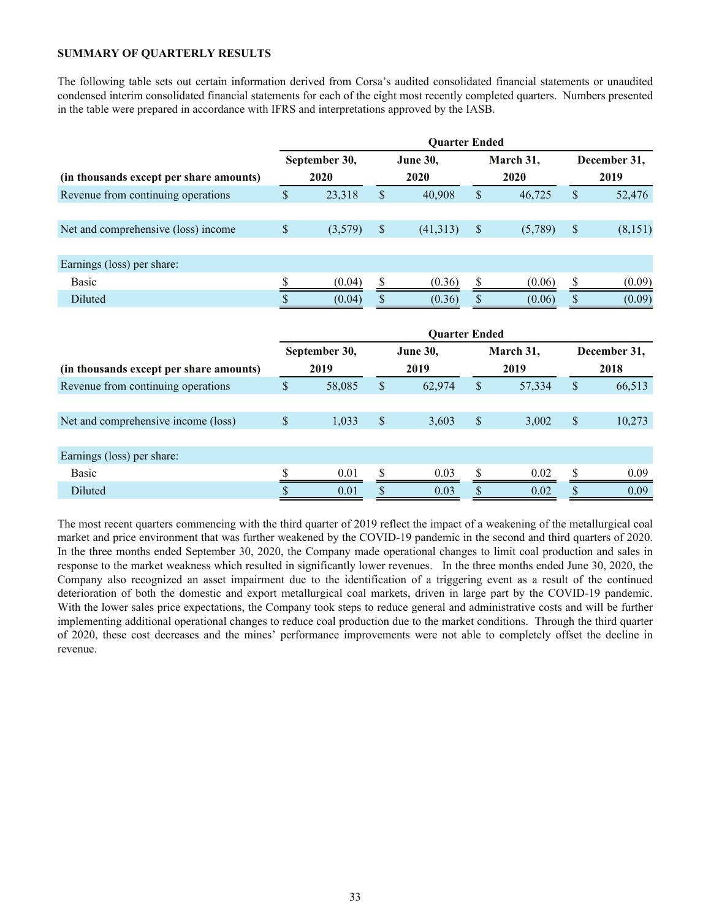**SUMMARY OF QUARTERLY RESULTS**

The following table sets out certain information derived from Corsa's audited consolidated financial statements or unaudited condensed interim consolidated financial statements for each of the eight most recently completed quarters. Numbers presented in the table were prepared in accordance with IFRS and interpretations approved by the IASB.

| (in thousands except per share amounts) | Quarter Ended September 30, 2020 | Quarter Ended June 30, 2020 | Quarter Ended March 31, 2020 | Quarter Ended December 31, 2019 |
|---|---|---|---|---|
| Revenue from continuing operations | $ 23,318 | $ 40,908 | $ 46,725 | $ 52,476 |
| Net and comprehensive (loss) income | $ (3,579) | $ (41,313) | $ (5,789) | $ (8,151) |
| Earnings (loss) per share: | | | | |
| Basic | $ (0.04) | $ (0.36) | $ (0.06) | $ (0.09) |
| Diluted | $ (0.04) | $ (0.36) | $ (0.06) | $ (0.09) |

| (in thousands except per share amounts) | Quarter Ended September 30, 2019 | Quarter Ended June 30, 2019 | Quarter Ended March 31, 2019 | Quarter Ended December 31, 2018 |
|---|---|---|---|---|
| Revenue from continuing operations | $ 58,085 | $ 62,974 | $ 57,334 | $ 66,513 |
| Net and comprehensive income (loss) | $ 1,033 | $ 3,603 | $ 3,002 | $ 10,273 |
| Earnings (loss) per share: | | | | |
| Basic | $ 0.01 | $ 0.03 | $ 0.02 | $ 0.09 |
| Diluted | $ 0.01 | $ 0.03 | $ 0.02 | $ 0.09 |

The most recent quarters commencing with the third quarter of 2019 reflect the impact of a weakening of the metallurgical coal market and price environment that was further weakened by the COVID-19 pandemic in the second and third quarters of 2020. In the three months ended September 30, 2020, the Company made operational changes to limit coal production and sales in response to the market weakness which resulted in significantly lower revenues. In the three months ended June 30, 2020, the Company also recognized an asset impairment due to the identification of a triggering event as a result of the continued deterioration of both the domestic and export metallurgical coal markets, driven in large part by the COVID-19 pandemic. With the lower sales price expectations, the Company took steps to reduce general and administrative costs and will be further implementing additional operational changes to reduce coal production due to the market conditions. Through the third quarter of 2020, these cost decreases and the mines' performance improvements were not able to completely offset the decline in revenue.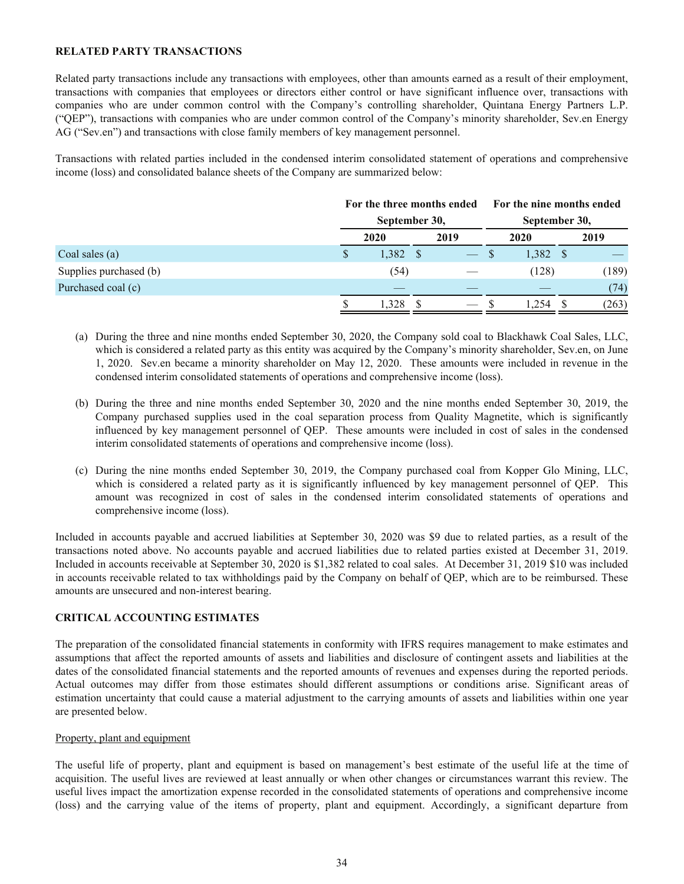## RELATED PARTY TRANSACTIONS

Related party transactions include any transactions with employees, other than amounts earned as a result of their employment, transactions with companies that employees or directors either control or have significant influence over, transactions with companies who are under common control with the Company's controlling shareholder, Quintana Energy Partners L.P. ("QEP"), transactions with companies who are under common control of the Company's minority shareholder, Sev.en Energy AG ("Sev.en") and transactions with close family members of key management personnel.

Transactions with related parties included in the condensed interim consolidated statement of operations and comprehensive income (loss) and consolidated balance sheets of the Company are summarized below:

| | For the three months ended September 30, | | For the nine months ended September 30, | |
|---|---|---|---|---|
| | 2020 | 2019 | 2020 | 2019 |
| Coal sales (a) | $ 1,382 | $ — | $ 1,382 | $ — |
| Supplies purchased (b) | (54) | — | (128) | (189) |
| Purchased coal (c) | — | — | — | (74) |
| | $ 1,328 | $ — | $ 1,254 | $ (263) |

(a) During the three and nine months ended September 30, 2020, the Company sold coal to Blackhawk Coal Sales, LLC, which is considered a related party as this entity was acquired by the Company's minority shareholder, Sev.en, on June 1, 2020. Sev.en became a minority shareholder on May 12, 2020. These amounts were included in revenue in the condensed interim consolidated statements of operations and comprehensive income (loss).

(b) During the three and nine months ended September 30, 2020 and the nine months ended September 30, 2019, the Company purchased supplies used in the coal separation process from Quality Magnetite, which is significantly influenced by key management personnel of QEP. These amounts were included in cost of sales in the condensed interim consolidated statements of operations and comprehensive income (loss).

(c) During the nine months ended September 30, 2019, the Company purchased coal from Kopper Glo Mining, LLC, which is considered a related party as it is significantly influenced by key management personnel of QEP. This amount was recognized in cost of sales in the condensed interim consolidated statements of operations and comprehensive income (loss).

Included in accounts payable and accrued liabilities at September 30, 2020 was $9 due to related parties, as a result of the transactions noted above. No accounts payable and accrued liabilities due to related parties existed at December 31, 2019. Included in accounts receivable at September 30, 2020 is $1,382 related to coal sales. At December 31, 2019 $10 was included in accounts receivable related to tax withholdings paid by the Company on behalf of QEP, which are to be reimbursed. These amounts are unsecured and non-interest bearing.

## CRITICAL ACCOUNTING ESTIMATES

The preparation of the consolidated financial statements in conformity with IFRS requires management to make estimates and assumptions that affect the reported amounts of assets and liabilities and disclosure of contingent assets and liabilities at the dates of the consolidated financial statements and the reported amounts of revenues and expenses during the reported periods. Actual outcomes may differ from those estimates should different assumptions or conditions arise. Significant areas of estimation uncertainty that could cause a material adjustment to the carrying amounts of assets and liabilities within one year are presented below.

### Property, plant and equipment

The useful life of property, plant and equipment is based on management's best estimate of the useful life at the time of acquisition. The useful lives are reviewed at least annually or when other changes or circumstances warrant this review. The useful lives impact the amortization expense recorded in the consolidated statements of operations and comprehensive income (loss) and the carrying value of the items of property, plant and equipment. Accordingly, a significant departure from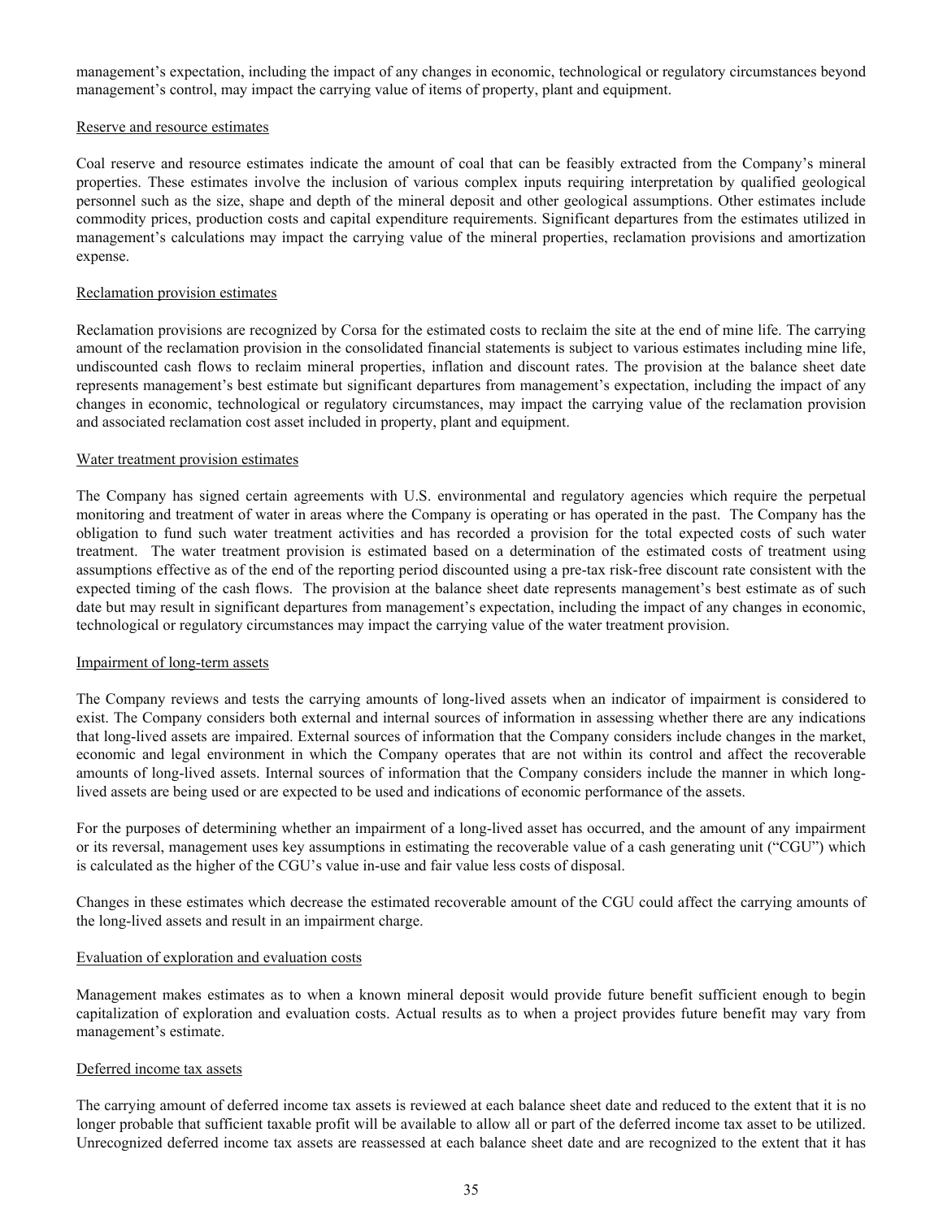management's expectation, including the impact of any changes in economic, technological or regulatory circumstances beyond management's control, may impact the carrying value of items of property, plant and equipment.

Reserve and resource estimates

Coal reserve and resource estimates indicate the amount of coal that can be feasibly extracted from the Company's mineral properties. These estimates involve the inclusion of various complex inputs requiring interpretation by qualified geological personnel such as the size, shape and depth of the mineral deposit and other geological assumptions. Other estimates include commodity prices, production costs and capital expenditure requirements. Significant departures from the estimates utilized in management's calculations may impact the carrying value of the mineral properties, reclamation provisions and amortization expense.

Reclamation provision estimates

Reclamation provisions are recognized by Corsa for the estimated costs to reclaim the site at the end of mine life. The carrying amount of the reclamation provision in the consolidated financial statements is subject to various estimates including mine life, undiscounted cash flows to reclaim mineral properties, inflation and discount rates. The provision at the balance sheet date represents management's best estimate but significant departures from management's expectation, including the impact of any changes in economic, technological or regulatory circumstances, may impact the carrying value of the reclamation provision and associated reclamation cost asset included in property, plant and equipment.

Water treatment provision estimates

The Company has signed certain agreements with U.S. environmental and regulatory agencies which require the perpetual monitoring and treatment of water in areas where the Company is operating or has operated in the past. The Company has the obligation to fund such water treatment activities and has recorded a provision for the total expected costs of such water treatment. The water treatment provision is estimated based on a determination of the estimated costs of treatment using assumptions effective as of the end of the reporting period discounted using a pre-tax risk-free discount rate consistent with the expected timing of the cash flows. The provision at the balance sheet date represents management's best estimate as of such date but may result in significant departures from management's expectation, including the impact of any changes in economic, technological or regulatory circumstances may impact the carrying value of the water treatment provision.

Impairment of long-term assets

The Company reviews and tests the carrying amounts of long-lived assets when an indicator of impairment is considered to exist. The Company considers both external and internal sources of information in assessing whether there are any indications that long-lived assets are impaired. External sources of information that the Company considers include changes in the market, economic and legal environment in which the Company operates that are not within its control and affect the recoverable amounts of long-lived assets. Internal sources of information that the Company considers include the manner in which long-lived assets are being used or are expected to be used and indications of economic performance of the assets.

For the purposes of determining whether an impairment of a long-lived asset has occurred, and the amount of any impairment or its reversal, management uses key assumptions in estimating the recoverable value of a cash generating unit ("CGU") which is calculated as the higher of the CGU's value in-use and fair value less costs of disposal.

Changes in these estimates which decrease the estimated recoverable amount of the CGU could affect the carrying amounts of the long-lived assets and result in an impairment charge.

Evaluation of exploration and evaluation costs

Management makes estimates as to when a known mineral deposit would provide future benefit sufficient enough to begin capitalization of exploration and evaluation costs. Actual results as to when a project provides future benefit may vary from management's estimate.

Deferred income tax assets

The carrying amount of deferred income tax assets is reviewed at each balance sheet date and reduced to the extent that it is no longer probable that sufficient taxable profit will be available to allow all or part of the deferred income tax asset to be utilized. Unrecognized deferred income tax assets are reassessed at each balance sheet date and are recognized to the extent that it has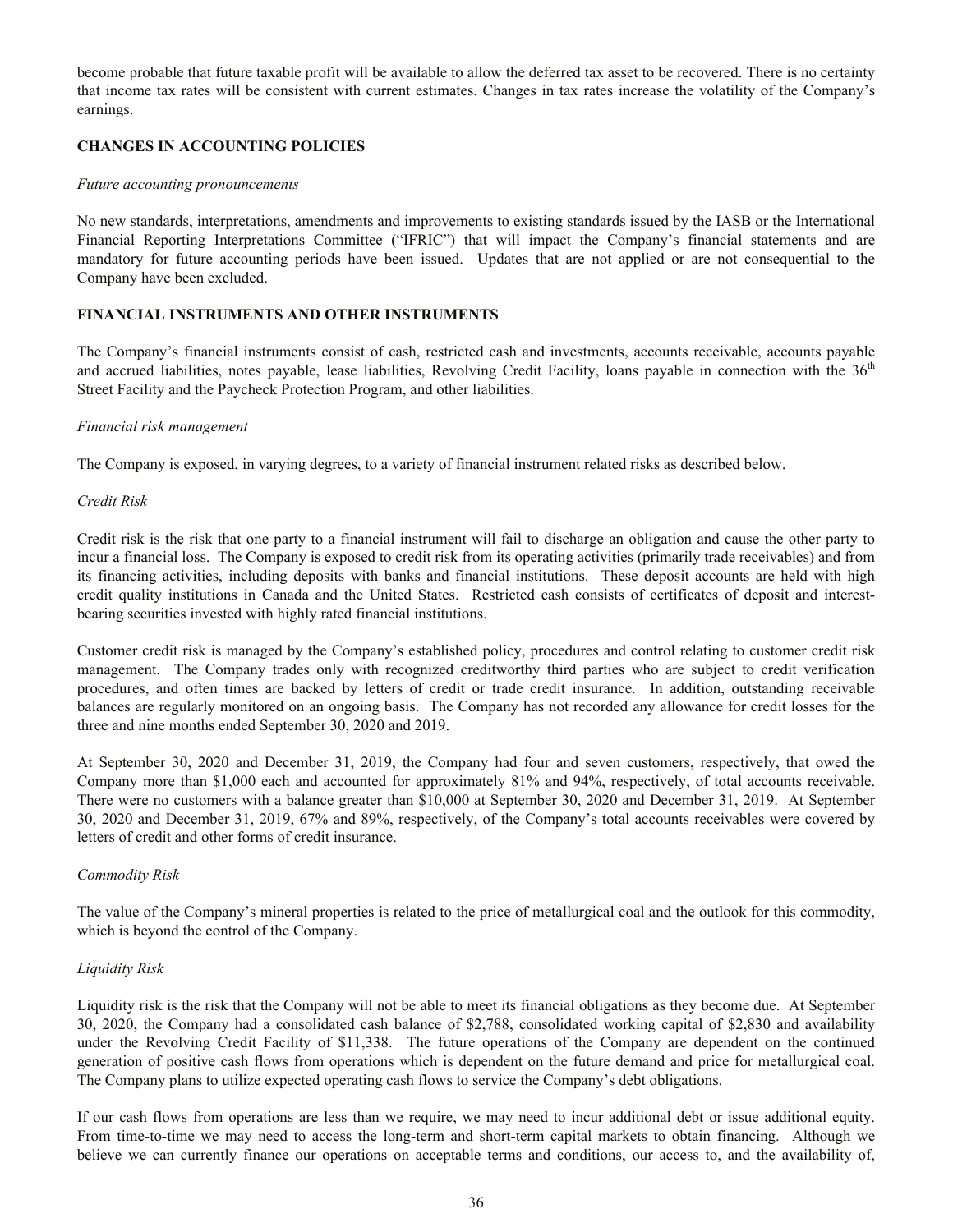become probable that future taxable profit will be available to allow the deferred tax asset to be recovered. There is no certainty that income tax rates will be consistent with current estimates. Changes in tax rates increase the volatility of the Company's earnings.

## CHANGES IN ACCOUNTING POLICIES

*Future accounting pronouncements*

No new standards, interpretations, amendments and improvements to existing standards issued by the IASB or the International Financial Reporting Interpretations Committee ("IFRIC") that will impact the Company's financial statements and are mandatory for future accounting periods have been issued. Updates that are not applied or are not consequential to the Company have been excluded.

## FINANCIAL INSTRUMENTS AND OTHER INSTRUMENTS

The Company's financial instruments consist of cash, restricted cash and investments, accounts receivable, accounts payable and accrued liabilities, notes payable, lease liabilities, Revolving Credit Facility, loans payable in connection with the 36th Street Facility and the Paycheck Protection Program, and other liabilities.

*Financial risk management*

The Company is exposed, in varying degrees, to a variety of financial instrument related risks as described below.

*Credit Risk*

Credit risk is the risk that one party to a financial instrument will fail to discharge an obligation and cause the other party to incur a financial loss. The Company is exposed to credit risk from its operating activities (primarily trade receivables) and from its financing activities, including deposits with banks and financial institutions. These deposit accounts are held with high credit quality institutions in Canada and the United States. Restricted cash consists of certificates of deposit and interest-bearing securities invested with highly rated financial institutions.

Customer credit risk is managed by the Company's established policy, procedures and control relating to customer credit risk management. The Company trades only with recognized creditworthy third parties who are subject to credit verification procedures, and often times are backed by letters of credit or trade credit insurance. In addition, outstanding receivable balances are regularly monitored on an ongoing basis. The Company has not recorded any allowance for credit losses for the three and nine months ended September 30, 2020 and 2019.

At September 30, 2020 and December 31, 2019, the Company had four and seven customers, respectively, that owed the Company more than $1,000 each and accounted for approximately 81% and 94%, respectively, of total accounts receivable. There were no customers with a balance greater than $10,000 at September 30, 2020 and December 31, 2019. At September 30, 2020 and December 31, 2019, 67% and 89%, respectively, of the Company's total accounts receivables were covered by letters of credit and other forms of credit insurance.

*Commodity Risk*

The value of the Company's mineral properties is related to the price of metallurgical coal and the outlook for this commodity, which is beyond the control of the Company.

*Liquidity Risk*

Liquidity risk is the risk that the Company will not be able to meet its financial obligations as they become due. At September 30, 2020, the Company had a consolidated cash balance of $2,788, consolidated working capital of $2,830 and availability under the Revolving Credit Facility of $11,338. The future operations of the Company are dependent on the continued generation of positive cash flows from operations which is dependent on the future demand and price for metallurgical coal. The Company plans to utilize expected operating cash flows to service the Company's debt obligations.

If our cash flows from operations are less than we require, we may need to incur additional debt or issue additional equity. From time-to-time we may need to access the long-term and short-term capital markets to obtain financing. Although we believe we can currently finance our operations on acceptable terms and conditions, our access to, and the availability of,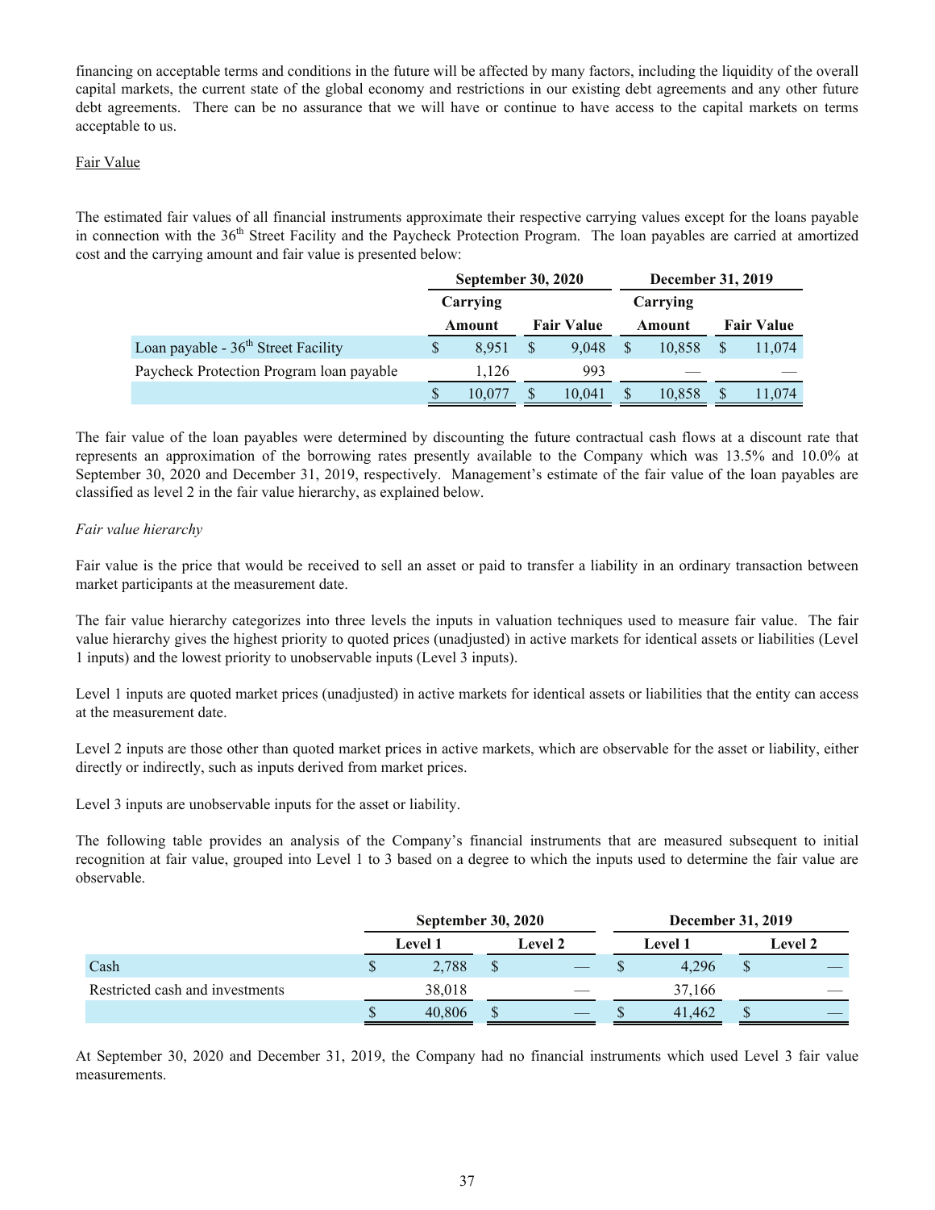financing on acceptable terms and conditions in the future will be affected by many factors, including the liquidity of the overall capital markets, the current state of the global economy and restrictions in our existing debt agreements and any other future debt agreements. There can be no assurance that we will have or continue to have access to the capital markets on terms acceptable to us.

Fair Value

The estimated fair values of all financial instruments approximate their respective carrying values except for the loans payable in connection with the 36th Street Facility and the Paycheck Protection Program. The loan payables are carried at amortized cost and the carrying amount and fair value is presented below:

| | September 30, 2020 | | December 31, 2019 | |
|---|---|---|---|---|
| | Carrying Amount | Fair Value | Carrying Amount | Fair Value |
| Loan payable - 36th Street Facility | $ 8,951 | $ 9,048 | $ 10,858 | $ 11,074 |
| Paycheck Protection Program loan payable | 1,126 | 993 | — | — |
| | $ 10,077 | $ 10,041 | $ 10,858 | $ 11,074 |

The fair value of the loan payables were determined by discounting the future contractual cash flows at a discount rate that represents an approximation of the borrowing rates presently available to the Company which was 13.5% and 10.0% at September 30, 2020 and December 31, 2019, respectively. Management's estimate of the fair value of the loan payables are classified as level 2 in the fair value hierarchy, as explained below.

*Fair value hierarchy*

Fair value is the price that would be received to sell an asset or paid to transfer a liability in an ordinary transaction between market participants at the measurement date.

The fair value hierarchy categorizes into three levels the inputs in valuation techniques used to measure fair value. The fair value hierarchy gives the highest priority to quoted prices (unadjusted) in active markets for identical assets or liabilities (Level 1 inputs) and the lowest priority to unobservable inputs (Level 3 inputs).

Level 1 inputs are quoted market prices (unadjusted) in active markets for identical assets or liabilities that the entity can access at the measurement date.

Level 2 inputs are those other than quoted market prices in active markets, which are observable for the asset or liability, either directly or indirectly, such as inputs derived from market prices.

Level 3 inputs are unobservable inputs for the asset or liability.

The following table provides an analysis of the Company's financial instruments that are measured subsequent to initial recognition at fair value, grouped into Level 1 to 3 based on a degree to which the inputs used to determine the fair value are observable.

| | September 30, 2020 | | December 31, 2019 | |
|---|---|---|---|---|
| | Level 1 | Level 2 | Level 1 | Level 2 |
| Cash | $ 2,788 | $ — | $ 4,296 | $ — |
| Restricted cash and investments | 38,018 | — | 37,166 | — |
| | $ 40,806 | $ — | $ 41,462 | $ — |

At September 30, 2020 and December 31, 2019, the Company had no financial instruments which used Level 3 fair value measurements.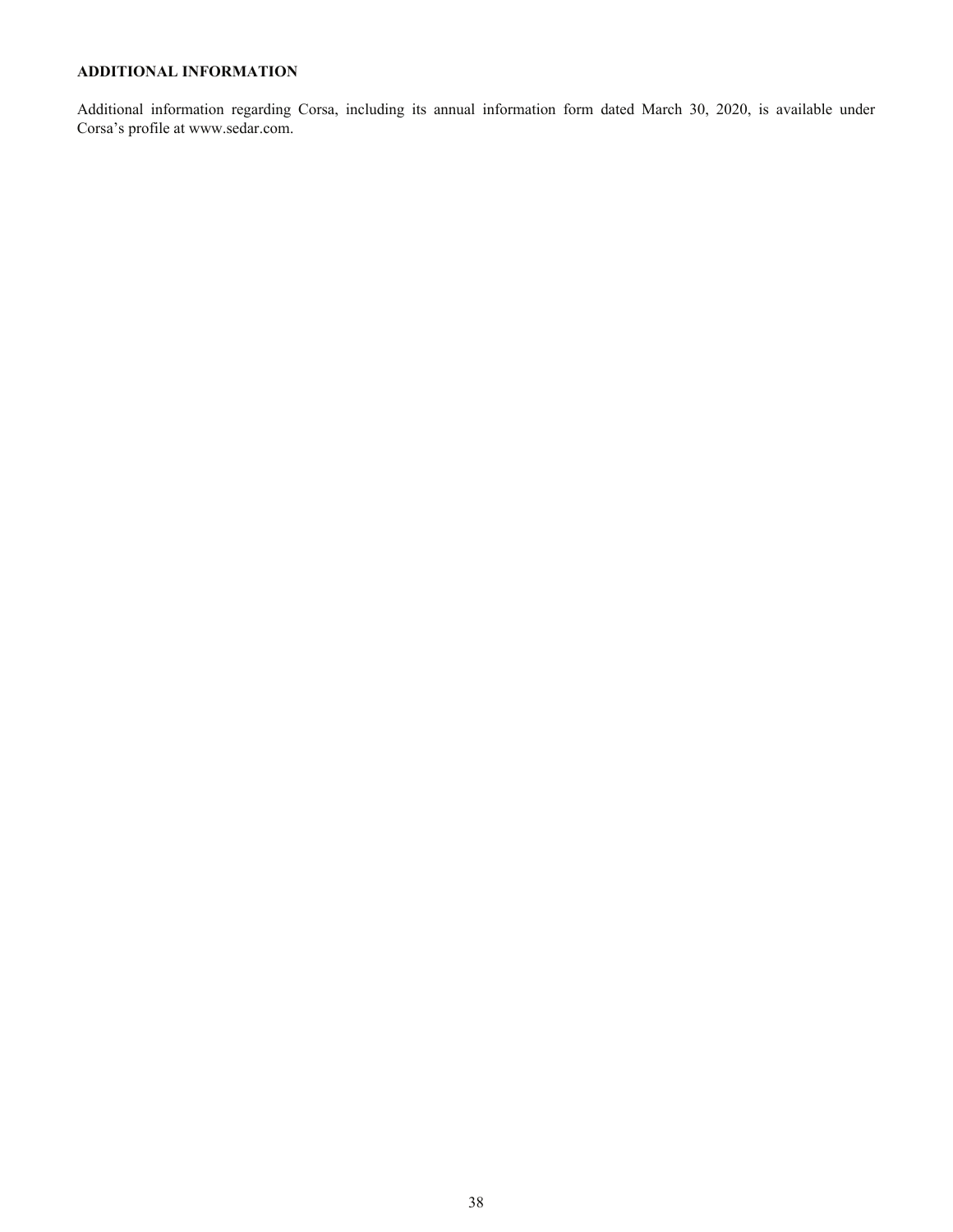## ADDITIONAL INFORMATION

Additional information regarding Corsa, including its annual information form dated March 30, 2020, is available under Corsa's profile at www.sedar.com.